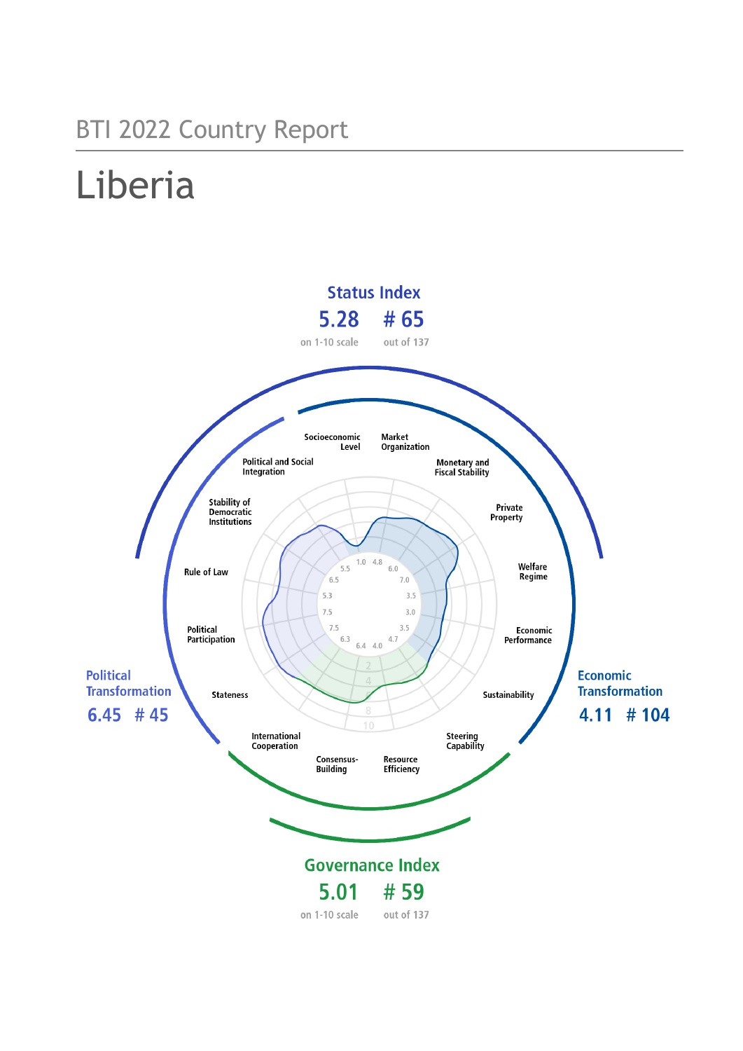BTI 2022 Country Report

# Liberia

**Status Index**
**5.28** on 1-10 scale
**# 65** out of 137

**Political Transformation**
**6.45** **# 45**

**Economic Transformation**
**4.11** **# 104**

**Governance Index**
**5.01** on 1-10 scale
**# 59** out of 137

| Criterion | Score |
| --- | --- |
| Stateness | 7.5 |
| Political Participation | 7.5 |
| Rule of Law | 5.3 |
| Stability of Democratic Institutions | 6.5 |
| Political and Social Integration | 5.5 |
| Socioeconomic Level | 1.0 |
| Market Organization | 4.8 |
| Monetary and Fiscal Stability | 6.0 |
| Private Property | 7.0 |
| Welfare Regime | 3.5 |
| Economic Performance | 3.0 |
| Sustainability | 3.5 |
| Steering Capability | 4.7 |
| Resource Efficiency | 4.0 |
| Consensus-Building | 6.4 |
| International Cooperation | 6.3 |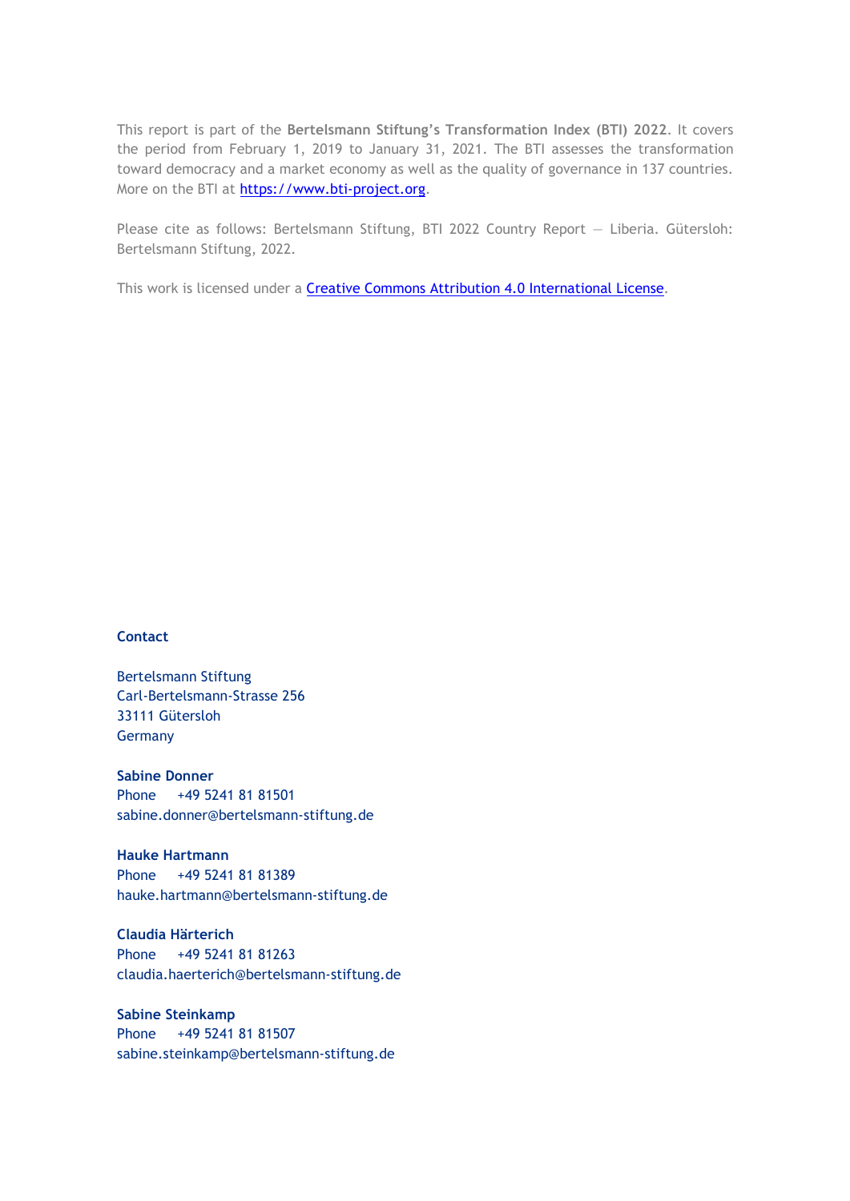This report is part of the **Bertelsmann Stiftung's Transformation Index (BTI) 2022**. It covers the period from February 1, 2019 to January 31, 2021. The BTI assesses the transformation toward democracy and a market economy as well as the quality of governance in 137 countries. More on the BTI at [https://www.bti-project.org](https://www.bti-project.org).

Please cite as follows: Bertelsmann Stiftung, BTI 2022 Country Report — Liberia. Gütersloh: Bertelsmann Stiftung, 2022.

This work is licensed under a [Creative Commons Attribution 4.0 International License](https://creativecommons.org/licenses/by/4.0/).

**Contact**

Bertelsmann Stiftung
Carl-Bertelsmann-Strasse 256
33111 Gütersloh
Germany

**Sabine Donner**
Phone +49 5241 81 81501
sabine.donner@bertelsmann-stiftung.de

**Hauke Hartmann**
Phone +49 5241 81 81389
hauke.hartmann@bertelsmann-stiftung.de

**Claudia Härterich**
Phone +49 5241 81 81263
claudia.haerterich@bertelsmann-stiftung.de

**Sabine Steinkamp**
Phone +49 5241 81 81507
sabine.steinkamp@bertelsmann-stiftung.de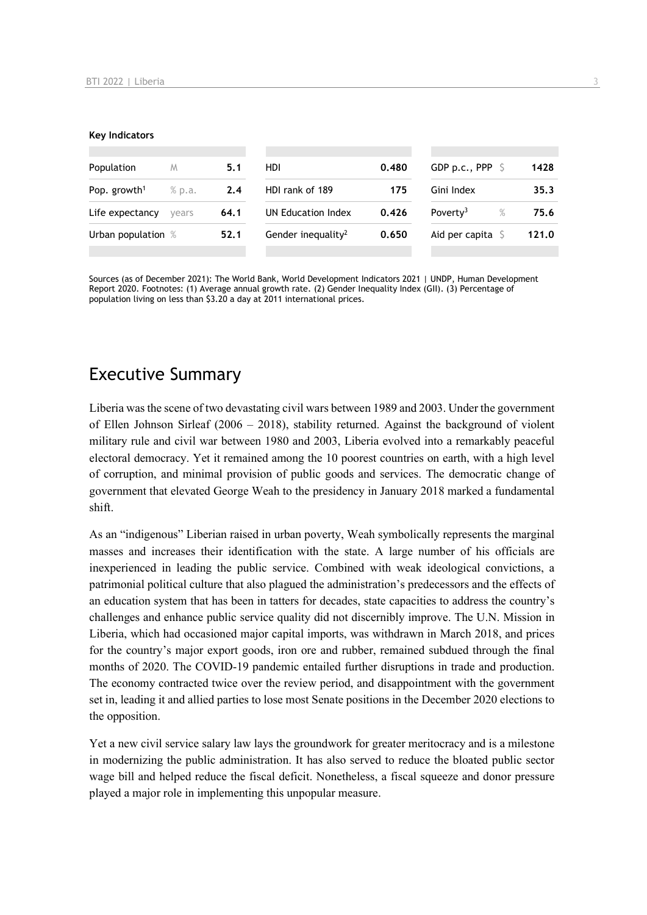**Key Indicators**

| | | | | | | | |
|---|---|---|---|---|---|---|---|
| Population | M | 5.1 | HDI | 0.480 | GDP p.c., PPP | $ | 1428 |
| Pop. growth[1] | % p.a. | 2.4 | HDI rank of 189 | 175 | Gini Index | | 35.3 |
| Life expectancy | years | 64.1 | UN Education Index | 0.426 | Poverty[3] | % | 75.6 |
| Urban population | % | 52.1 | Gender inequality[2] | 0.650 | Aid per capita | $ | 121.0 |

Sources (as of December 2021): The World Bank, World Development Indicators 2021 | UNDP, Human Development Report 2020. Footnotes: (1) Average annual growth rate. (2) Gender Inequality Index (GII). (3) Percentage of population living on less than $3.20 a day at 2011 international prices.

## Executive Summary

Liberia was the scene of two devastating civil wars between 1989 and 2003. Under the government of Ellen Johnson Sirleaf (2006 – 2018), stability returned. Against the background of violent military rule and civil war between 1980 and 2003, Liberia evolved into a remarkably peaceful electoral democracy. Yet it remained among the 10 poorest countries on earth, with a high level of corruption, and minimal provision of public goods and services. The democratic change of government that elevated George Weah to the presidency in January 2018 marked a fundamental shift.

As an "indigenous" Liberian raised in urban poverty, Weah symbolically represents the marginal masses and increases their identification with the state. A large number of his officials are inexperienced in leading the public service. Combined with weak ideological convictions, a patrimonial political culture that also plagued the administration's predecessors and the effects of an education system that has been in tatters for decades, state capacities to address the country's challenges and enhance public service quality did not discernibly improve. The U.N. Mission in Liberia, which had occasioned major capital imports, was withdrawn in March 2018, and prices for the country's major export goods, iron ore and rubber, remained subdued through the final months of 2020. The COVID-19 pandemic entailed further disruptions in trade and production. The economy contracted twice over the review period, and disappointment with the government set in, leading it and allied parties to lose most Senate positions in the December 2020 elections to the opposition.

Yet a new civil service salary law lays the groundwork for greater meritocracy and is a milestone in modernizing the public administration. It has also served to reduce the bloated public sector wage bill and helped reduce the fiscal deficit. Nonetheless, a fiscal squeeze and donor pressure played a major role in implementing this unpopular measure.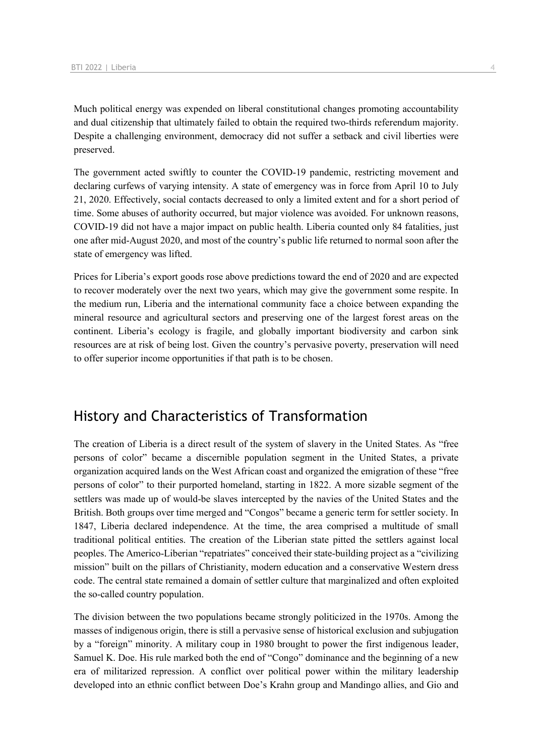Much political energy was expended on liberal constitutional changes promoting accountability and dual citizenship that ultimately failed to obtain the required two-thirds referendum majority. Despite a challenging environment, democracy did not suffer a setback and civil liberties were preserved.

The government acted swiftly to counter the COVID-19 pandemic, restricting movement and declaring curfews of varying intensity. A state of emergency was in force from April 10 to July 21, 2020. Effectively, social contacts decreased to only a limited extent and for a short period of time. Some abuses of authority occurred, but major violence was avoided. For unknown reasons, COVID-19 did not have a major impact on public health. Liberia counted only 84 fatalities, just one after mid-August 2020, and most of the country's public life returned to normal soon after the state of emergency was lifted.

Prices for Liberia's export goods rose above predictions toward the end of 2020 and are expected to recover moderately over the next two years, which may give the government some respite. In the medium run, Liberia and the international community face a choice between expanding the mineral resource and agricultural sectors and preserving one of the largest forest areas on the continent. Liberia's ecology is fragile, and globally important biodiversity and carbon sink resources are at risk of being lost. Given the country's pervasive poverty, preservation will need to offer superior income opportunities if that path is to be chosen.

## History and Characteristics of Transformation

The creation of Liberia is a direct result of the system of slavery in the United States. As "free persons of color" became a discernible population segment in the United States, a private organization acquired lands on the West African coast and organized the emigration of these "free persons of color" to their purported homeland, starting in 1822. A more sizable segment of the settlers was made up of would-be slaves intercepted by the navies of the United States and the British. Both groups over time merged and "Congos" became a generic term for settler society. In 1847, Liberia declared independence. At the time, the area comprised a multitude of small traditional political entities. The creation of the Liberian state pitted the settlers against local peoples. The Americo-Liberian "repatriates" conceived their state-building project as a "civilizing mission" built on the pillars of Christianity, modern education and a conservative Western dress code. The central state remained a domain of settler culture that marginalized and often exploited the so-called country population.

The division between the two populations became strongly politicized in the 1970s. Among the masses of indigenous origin, there is still a pervasive sense of historical exclusion and subjugation by a "foreign" minority. A military coup in 1980 brought to power the first indigenous leader, Samuel K. Doe. His rule marked both the end of "Congo" dominance and the beginning of a new era of militarized repression. A conflict over political power within the military leadership developed into an ethnic conflict between Doe's Krahn group and Mandingo allies, and Gio and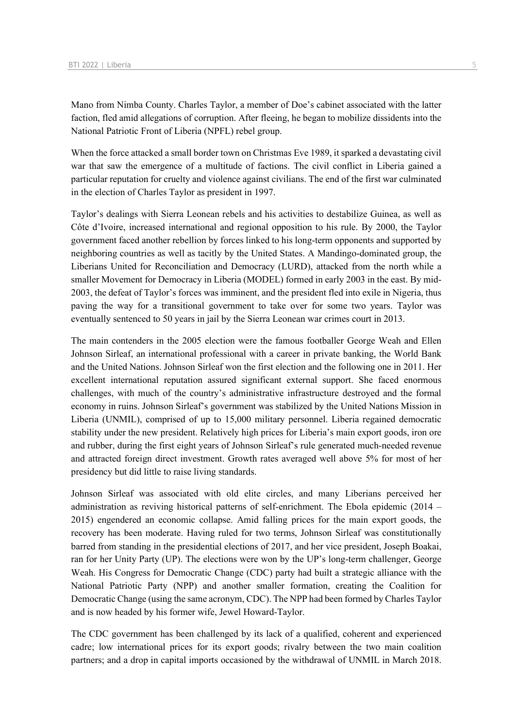Mano from Nimba County. Charles Taylor, a member of Doe's cabinet associated with the latter faction, fled amid allegations of corruption. After fleeing, he began to mobilize dissidents into the National Patriotic Front of Liberia (NPFL) rebel group.

When the force attacked a small border town on Christmas Eve 1989, it sparked a devastating civil war that saw the emergence of a multitude of factions. The civil conflict in Liberia gained a particular reputation for cruelty and violence against civilians. The end of the first war culminated in the election of Charles Taylor as president in 1997.

Taylor's dealings with Sierra Leonean rebels and his activities to destabilize Guinea, as well as Côte d'Ivoire, increased international and regional opposition to his rule. By 2000, the Taylor government faced another rebellion by forces linked to his long-term opponents and supported by neighboring countries as well as tacitly by the United States. A Mandingo-dominated group, the Liberians United for Reconciliation and Democracy (LURD), attacked from the north while a smaller Movement for Democracy in Liberia (MODEL) formed in early 2003 in the east. By mid-2003, the defeat of Taylor's forces was imminent, and the president fled into exile in Nigeria, thus paving the way for a transitional government to take over for some two years. Taylor was eventually sentenced to 50 years in jail by the Sierra Leonean war crimes court in 2013.

The main contenders in the 2005 election were the famous footballer George Weah and Ellen Johnson Sirleaf, an international professional with a career in private banking, the World Bank and the United Nations. Johnson Sirleaf won the first election and the following one in 2011. Her excellent international reputation assured significant external support. She faced enormous challenges, with much of the country's administrative infrastructure destroyed and the formal economy in ruins. Johnson Sirleaf's government was stabilized by the United Nations Mission in Liberia (UNMIL), comprised of up to 15,000 military personnel. Liberia regained democratic stability under the new president. Relatively high prices for Liberia's main export goods, iron ore and rubber, during the first eight years of Johnson Sirleaf's rule generated much-needed revenue and attracted foreign direct investment. Growth rates averaged well above 5% for most of her presidency but did little to raise living standards.

Johnson Sirleaf was associated with old elite circles, and many Liberians perceived her administration as reviving historical patterns of self-enrichment. The Ebola epidemic (2014 – 2015) engendered an economic collapse. Amid falling prices for the main export goods, the recovery has been moderate. Having ruled for two terms, Johnson Sirleaf was constitutionally barred from standing in the presidential elections of 2017, and her vice president, Joseph Boakai, ran for her Unity Party (UP). The elections were won by the UP's long-term challenger, George Weah. His Congress for Democratic Change (CDC) party had built a strategic alliance with the National Patriotic Party (NPP) and another smaller formation, creating the Coalition for Democratic Change (using the same acronym, CDC). The NPP had been formed by Charles Taylor and is now headed by his former wife, Jewel Howard-Taylor.

The CDC government has been challenged by its lack of a qualified, coherent and experienced cadre; low international prices for its export goods; rivalry between the two main coalition partners; and a drop in capital imports occasioned by the withdrawal of UNMIL in March 2018.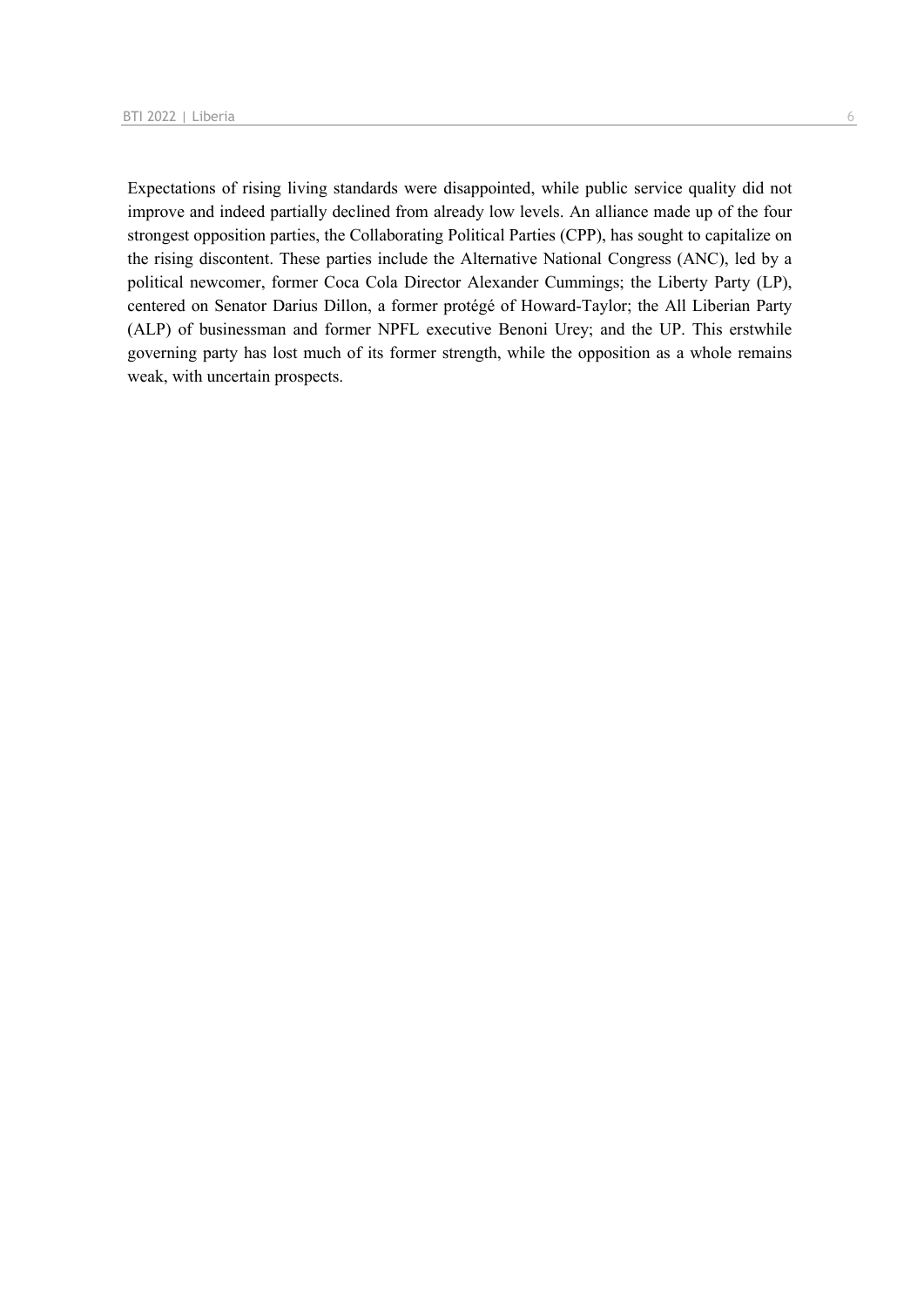Expectations of rising living standards were disappointed, while public service quality did not improve and indeed partially declined from already low levels. An alliance made up of the four strongest opposition parties, the Collaborating Political Parties (CPP), has sought to capitalize on the rising discontent. These parties include the Alternative National Congress (ANC), led by a political newcomer, former Coca Cola Director Alexander Cummings; the Liberty Party (LP), centered on Senator Darius Dillon, a former protégé of Howard-Taylor; the All Liberian Party (ALP) of businessman and former NPFL executive Benoni Urey; and the UP. This erstwhile governing party has lost much of its former strength, while the opposition as a whole remains weak, with uncertain prospects.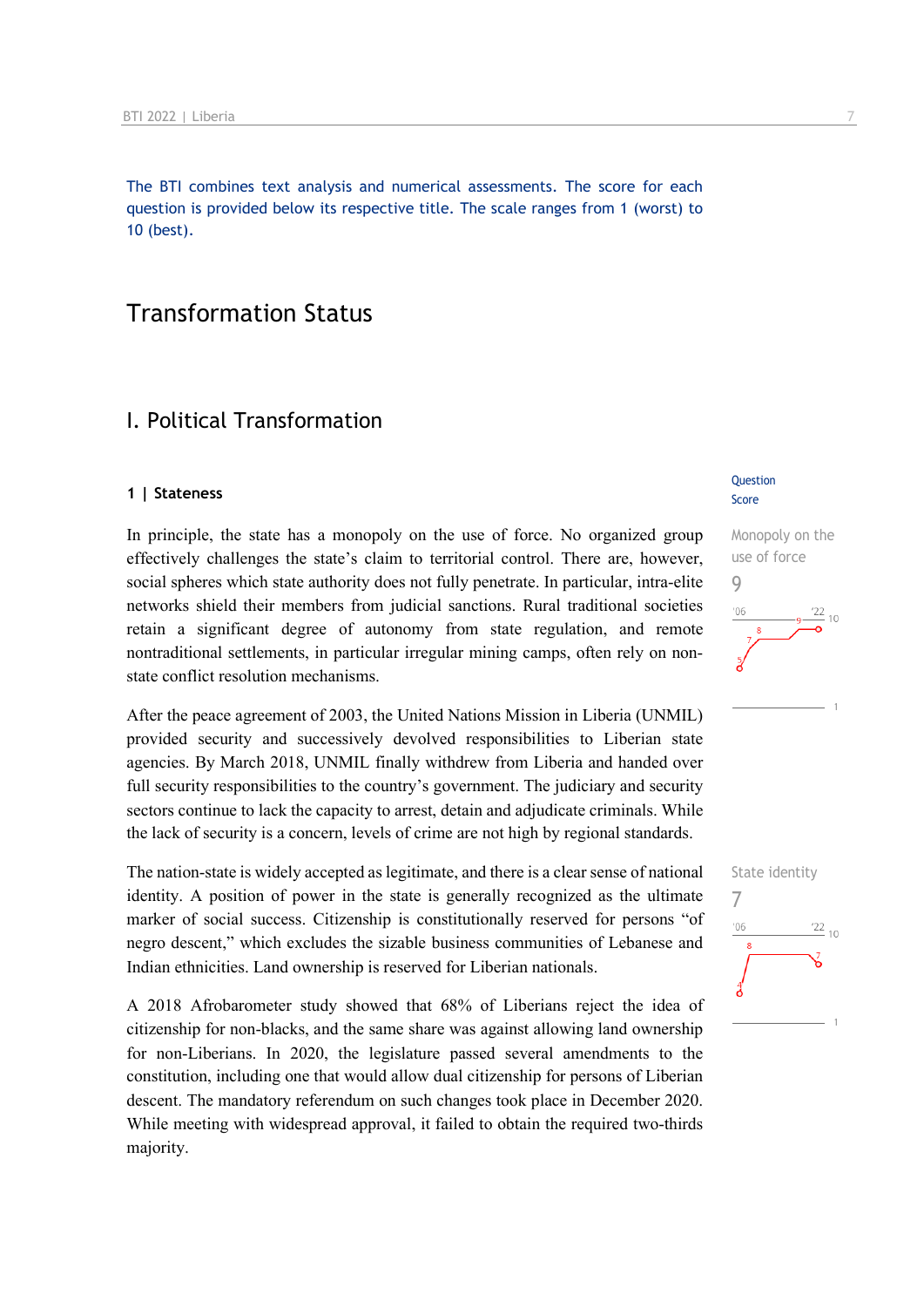The BTI combines text analysis and numerical assessments. The score for each question is provided below its respective title. The scale ranges from 1 (worst) to 10 (best).

# Transformation Status

## I. Political Transformation

### 1 | Stateness

Question Score

Monopoly on the use of force
9

In principle, the state has a monopoly on the use of force. No organized group effectively challenges the state's claim to territorial control. There are, however, social spheres which state authority does not fully penetrate. In particular, intra-elite networks shield their members from judicial sanctions. Rural traditional societies retain a significant degree of autonomy from state regulation, and remote nontraditional settlements, in particular irregular mining camps, often rely on non-state conflict resolution mechanisms.

After the peace agreement of 2003, the United Nations Mission in Liberia (UNMIL) provided security and successively devolved responsibilities to Liberian state agencies. By March 2018, UNMIL finally withdrew from Liberia and handed over full security responsibilities to the country's government. The judiciary and security sectors continue to lack the capacity to arrest, detain and adjudicate criminals. While the lack of security is a concern, levels of crime are not high by regional standards.

State identity
7

The nation-state is widely accepted as legitimate, and there is a clear sense of national identity. A position of power in the state is generally recognized as the ultimate marker of social success. Citizenship is constitutionally reserved for persons "of negro descent," which excludes the sizable business communities of Lebanese and Indian ethnicities. Land ownership is reserved for Liberian nationals.

A 2018 Afrobarometer study showed that 68% of Liberians reject the idea of citizenship for non-blacks, and the same share was against allowing land ownership for non-Liberians. In 2020, the legislature passed several amendments to the constitution, including one that would allow dual citizenship for persons of Liberian descent. The mandatory referendum on such changes took place in December 2020. While meeting with widespread approval, it failed to obtain the required two-thirds majority.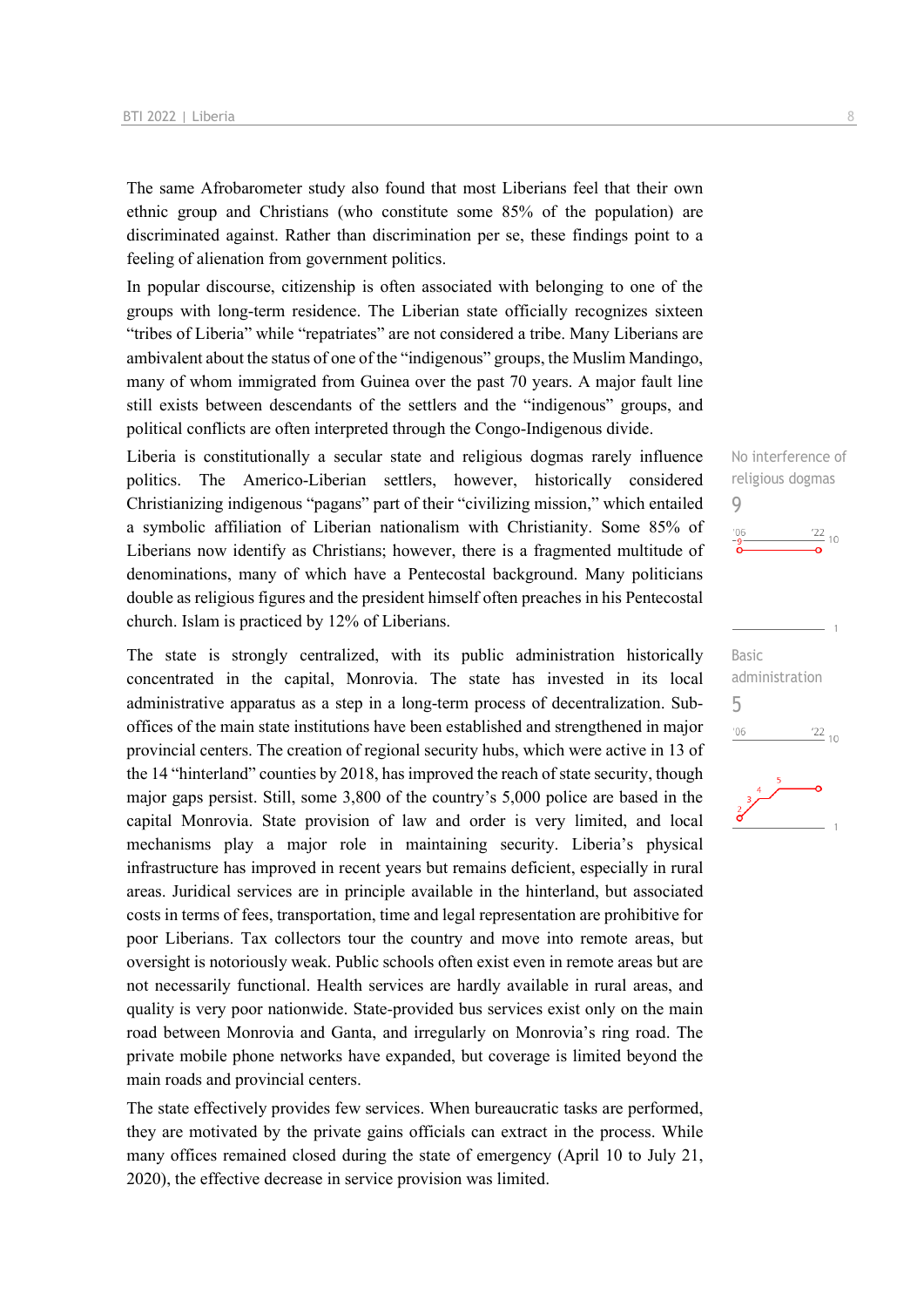The same Afrobarometer study also found that most Liberians feel that their own ethnic group and Christians (who constitute some 85% of the population) are discriminated against. Rather than discrimination per se, these findings point to a feeling of alienation from government politics.

In popular discourse, citizenship is often associated with belonging to one of the groups with long-term residence. The Liberian state officially recognizes sixteen "tribes of Liberia" while "repatriates" are not considered a tribe. Many Liberians are ambivalent about the status of one of the "indigenous" groups, the Muslim Mandingo, many of whom immigrated from Guinea over the past 70 years. A major fault line still exists between descendants of the settlers and the "indigenous" groups, and political conflicts are often interpreted through the Congo-Indigenous divide.

No interference of religious dogmas
9

Liberia is constitutionally a secular state and religious dogmas rarely influence politics. The Americo-Liberian settlers, however, historically considered Christianizing indigenous "pagans" part of their "civilizing mission," which entailed a symbolic affiliation of Liberian nationalism with Christianity. Some 85% of Liberians now identify as Christians; however, there is a fragmented multitude of denominations, many of which have a Pentecostal background. Many politicians double as religious figures and the president himself often preaches in his Pentecostal church. Islam is practiced by 12% of Liberians.

Basic administration
5

The state is strongly centralized, with its public administration historically concentrated in the capital, Monrovia. The state has invested in its local administrative apparatus as a step in a long-term process of decentralization. Sub-offices of the main state institutions have been established and strengthened in major provincial centers. The creation of regional security hubs, which were active in 13 of the 14 "hinterland" counties by 2018, has improved the reach of state security, though major gaps persist. Still, some 3,800 of the country's 5,000 police are based in the capital Monrovia. State provision of law and order is very limited, and local mechanisms play a major role in maintaining security. Liberia's physical infrastructure has improved in recent years but remains deficient, especially in rural areas. Juridical services are in principle available in the hinterland, but associated costs in terms of fees, transportation, time and legal representation are prohibitive for poor Liberians. Tax collectors tour the country and move into remote areas, but oversight is notoriously weak. Public schools often exist even in remote areas but are not necessarily functional. Health services are hardly available in rural areas, and quality is very poor nationwide. State-provided bus services exist only on the main road between Monrovia and Ganta, and irregularly on Monrovia's ring road. The private mobile phone networks have expanded, but coverage is limited beyond the main roads and provincial centers.

The state effectively provides few services. When bureaucratic tasks are performed, they are motivated by the private gains officials can extract in the process. While many offices remained closed during the state of emergency (April 10 to July 21, 2020), the effective decrease in service provision was limited.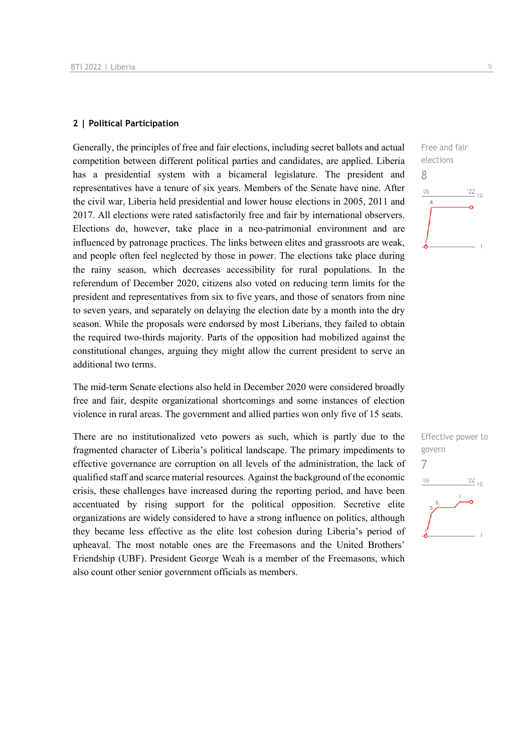## 2 | Political Participation

Free and fair elections

8

Generally, the principles of free and fair elections, including secret ballots and actual competition between different political parties and candidates, are applied. Liberia has a presidential system with a bicameral legislature. The president and representatives have a tenure of six years. Members of the Senate have nine. After the civil war, Liberia held presidential and lower house elections in 2005, 2011 and 2017. All elections were rated satisfactorily free and fair by international observers. Elections do, however, take place in a neo-patrimonial environment and are influenced by patronage practices. The links between elites and grassroots are weak, and people often feel neglected by those in power. The elections take place during the rainy season, which decreases accessibility for rural populations. In the referendum of December 2020, citizens also voted on reducing term limits for the president and representatives from six to five years, and those of senators from nine to seven years, and separately on delaying the election date by a month into the dry season. While the proposals were endorsed by most Liberians, they failed to obtain the required two-thirds majority. Parts of the opposition had mobilized against the constitutional changes, arguing they might allow the current president to serve an additional two terms.

The mid-term Senate elections also held in December 2020 were considered broadly free and fair, despite organizational shortcomings and some instances of election violence in rural areas. The government and allied parties won only five of 15 seats.

Effective power to govern

7

There are no institutionalized veto powers as such, which is partly due to the fragmented character of Liberia's political landscape. The primary impediments to effective governance are corruption on all levels of the administration, the lack of qualified staff and scarce material resources. Against the background of the economic crisis, these challenges have increased during the reporting period, and have been accentuated by rising support for the political opposition. Secretive elite organizations are widely considered to have a strong influence on politics, although they became less effective as the elite lost cohesion during Liberia's period of upheaval. The most notable ones are the Freemasons and the United Brothers' Friendship (UBF). President George Weah is a member of the Freemasons, which also count other senior government officials as members.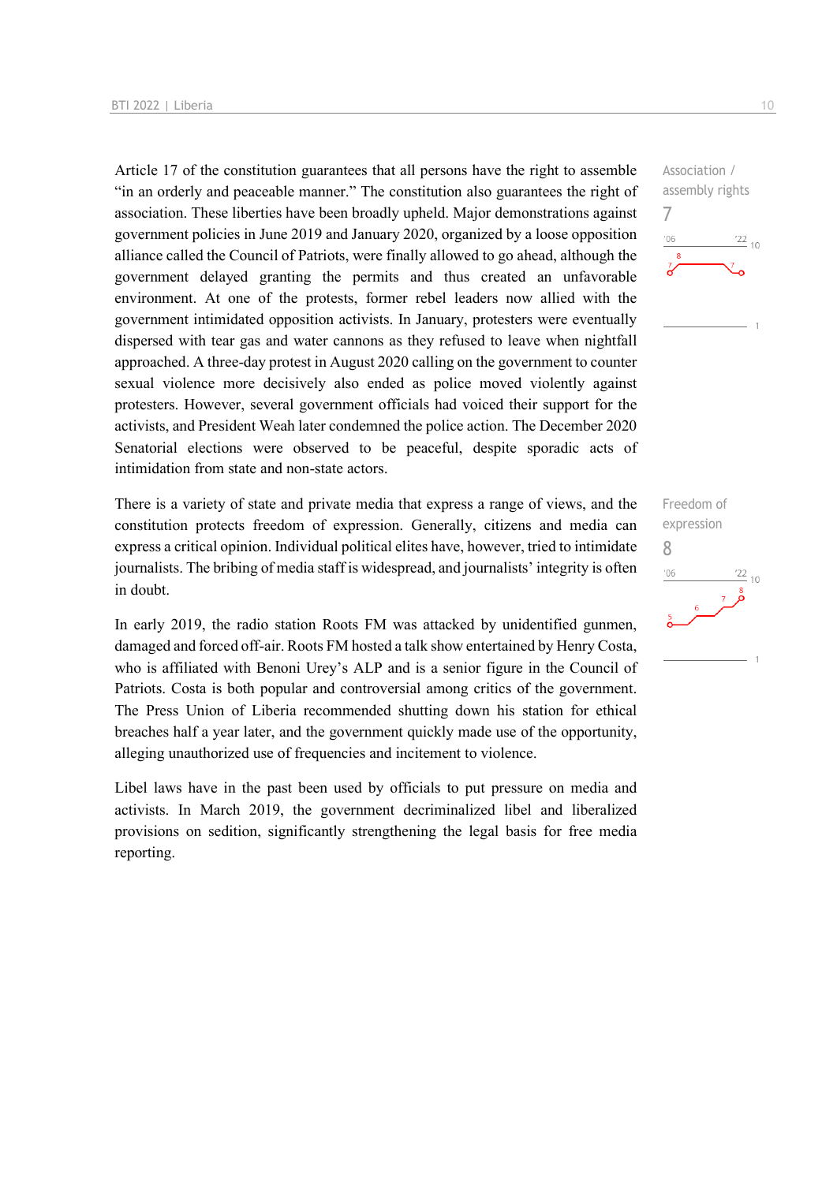Association / assembly rights
7

Article 17 of the constitution guarantees that all persons have the right to assemble "in an orderly and peaceable manner." The constitution also guarantees the right of association. These liberties have been broadly upheld. Major demonstrations against government policies in June 2019 and January 2020, organized by a loose opposition alliance called the Council of Patriots, were finally allowed to go ahead, although the government delayed granting the permits and thus created an unfavorable environment. At one of the protests, former rebel leaders now allied with the government intimidated opposition activists. In January, protesters were eventually dispersed with tear gas and water cannons as they refused to leave when nightfall approached. A three-day protest in August 2020 calling on the government to counter sexual violence more decisively also ended as police moved violently against protesters. However, several government officials had voiced their support for the activists, and President Weah later condemned the police action. The December 2020 Senatorial elections were observed to be peaceful, despite sporadic acts of intimidation from state and non-state actors.

Freedom of expression
8

There is a variety of state and private media that express a range of views, and the constitution protects freedom of expression. Generally, citizens and media can express a critical opinion. Individual political elites have, however, tried to intimidate journalists. The bribing of media staff is widespread, and journalists' integrity is often in doubt.

In early 2019, the radio station Roots FM was attacked by unidentified gunmen, damaged and forced off-air. Roots FM hosted a talk show entertained by Henry Costa, who is affiliated with Benoni Urey's ALP and is a senior figure in the Council of Patriots. Costa is both popular and controversial among critics of the government. The Press Union of Liberia recommended shutting down his station for ethical breaches half a year later, and the government quickly made use of the opportunity, alleging unauthorized use of frequencies and incitement to violence.

Libel laws have in the past been used by officials to put pressure on media and activists. In March 2019, the government decriminalized libel and liberalized provisions on sedition, significantly strengthening the legal basis for free media reporting.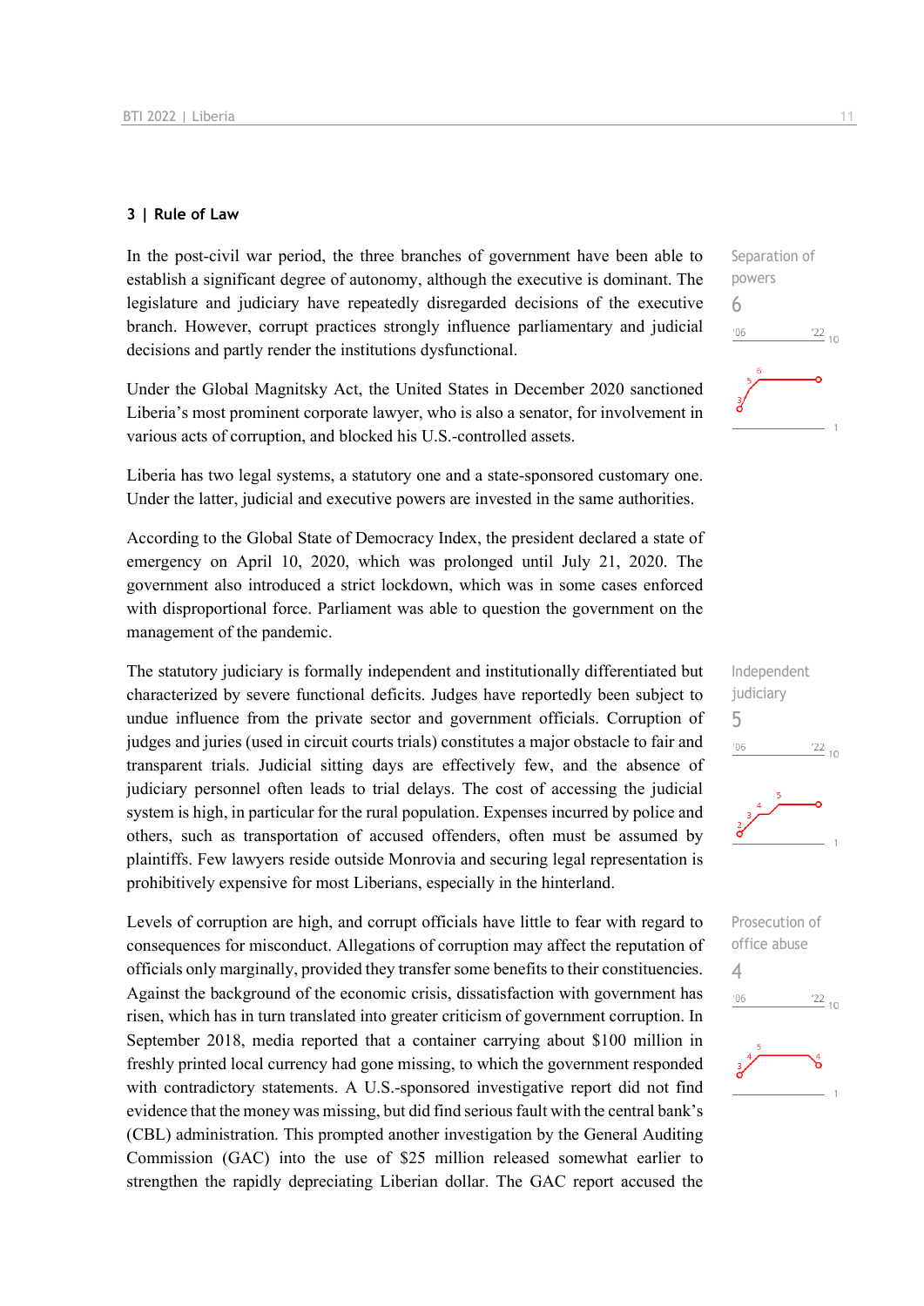### 3 | Rule of Law

In the post-civil war period, the three branches of government have been able to establish a significant degree of autonomy, although the executive is dominant. The legislature and judiciary have repeatedly disregarded decisions of the executive branch. However, corrupt practices strongly influence parliamentary and judicial decisions and partly render the institutions dysfunctional.

Separation of powers
6

Under the Global Magnitsky Act, the United States in December 2020 sanctioned Liberia's most prominent corporate lawyer, who is also a senator, for involvement in various acts of corruption, and blocked his U.S.-controlled assets.

Liberia has two legal systems, a statutory one and a state-sponsored customary one. Under the latter, judicial and executive powers are invested in the same authorities.

According to the Global State of Democracy Index, the president declared a state of emergency on April 10, 2020, which was prolonged until July 21, 2020. The government also introduced a strict lockdown, which was in some cases enforced with disproportional force. Parliament was able to question the government on the management of the pandemic.

The statutory judiciary is formally independent and institutionally differentiated but characterized by severe functional deficits. Judges have reportedly been subject to undue influence from the private sector and government officials. Corruption of judges and juries (used in circuit courts trials) constitutes a major obstacle to fair and transparent trials. Judicial sitting days are effectively few, and the absence of judiciary personnel often leads to trial delays. The cost of accessing the judicial system is high, in particular for the rural population. Expenses incurred by police and others, such as transportation of accused offenders, often must be assumed by plaintiffs. Few lawyers reside outside Monrovia and securing legal representation is prohibitively expensive for most Liberians, especially in the hinterland.

Independent judiciary
5

Levels of corruption are high, and corrupt officials have little to fear with regard to consequences for misconduct. Allegations of corruption may affect the reputation of officials only marginally, provided they transfer some benefits to their constituencies. Against the background of the economic crisis, dissatisfaction with government has risen, which has in turn translated into greater criticism of government corruption. In September 2018, media reported that a container carrying about $100 million in freshly printed local currency had gone missing, to which the government responded with contradictory statements. A U.S.-sponsored investigative report did not find evidence that the money was missing, but did find serious fault with the central bank's (CBL) administration. This prompted another investigation by the General Auditing Commission (GAC) into the use of $25 million released somewhat earlier to strengthen the rapidly depreciating Liberian dollar. The GAC report accused the

Prosecution of office abuse
4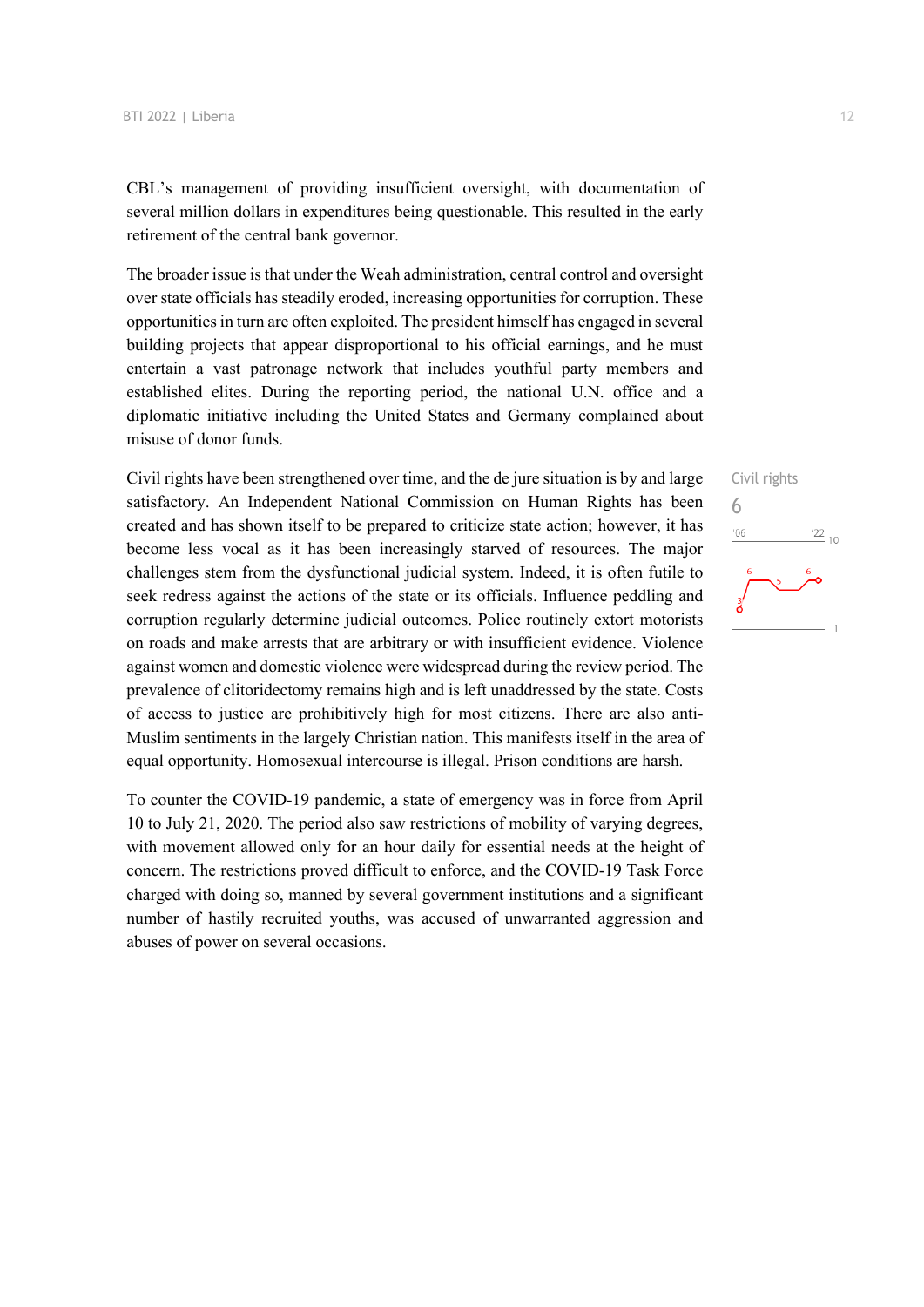CBL's management of providing insufficient oversight, with documentation of several million dollars in expenditures being questionable. This resulted in the early retirement of the central bank governor.

The broader issue is that under the Weah administration, central control and oversight over state officials has steadily eroded, increasing opportunities for corruption. These opportunities in turn are often exploited. The president himself has engaged in several building projects that appear disproportional to his official earnings, and he must entertain a vast patronage network that includes youthful party members and established elites. During the reporting period, the national U.N. office and a diplomatic initiative including the United States and Germany complained about misuse of donor funds.

Civil rights

6

Civil rights have been strengthened over time, and the de jure situation is by and large satisfactory. An Independent National Commission on Human Rights has been created and has shown itself to be prepared to criticize state action; however, it has become less vocal as it has been increasingly starved of resources. The major challenges stem from the dysfunctional judicial system. Indeed, it is often futile to seek redress against the actions of the state or its officials. Influence peddling and corruption regularly determine judicial outcomes. Police routinely extort motorists on roads and make arrests that are arbitrary or with insufficient evidence. Violence against women and domestic violence were widespread during the review period. The prevalence of clitoridectomy remains high and is left unaddressed by the state. Costs of access to justice are prohibitively high for most citizens. There are also anti-Muslim sentiments in the largely Christian nation. This manifests itself in the area of equal opportunity. Homosexual intercourse is illegal. Prison conditions are harsh.

To counter the COVID-19 pandemic, a state of emergency was in force from April 10 to July 21, 2020. The period also saw restrictions of mobility of varying degrees, with movement allowed only for an hour daily for essential needs at the height of concern. The restrictions proved difficult to enforce, and the COVID-19 Task Force charged with doing so, manned by several government institutions and a significant number of hastily recruited youths, was accused of unwarranted aggression and abuses of power on several occasions.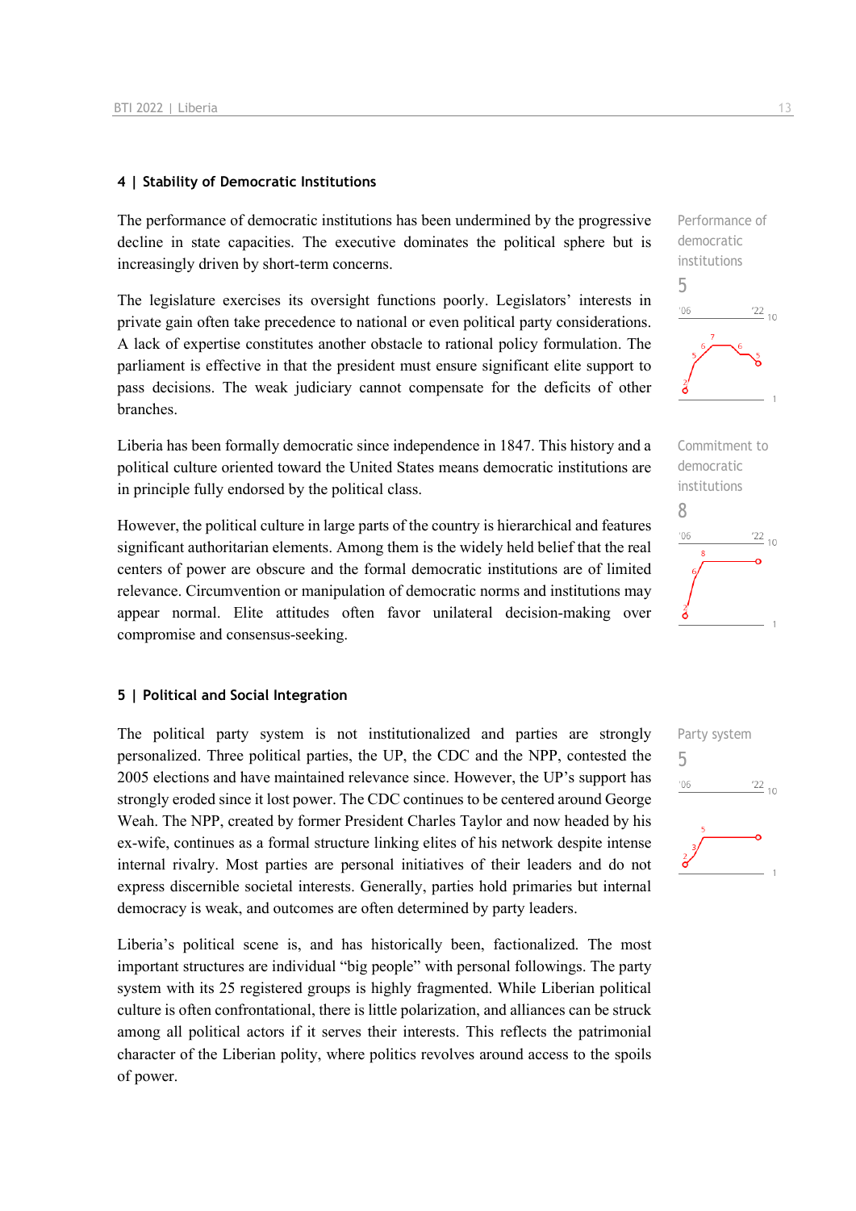## 4 | Stability of Democratic Institutions

The performance of democratic institutions has been undermined by the progressive decline in state capacities. The executive dominates the political sphere but is increasingly driven by short-term concerns.

Performance of democratic institutions
5

The legislature exercises its oversight functions poorly. Legislators' interests in private gain often take precedence to national or even political party considerations. A lack of expertise constitutes another obstacle to rational policy formulation. The parliament is effective in that the president must ensure significant elite support to pass decisions. The weak judiciary cannot compensate for the deficits of other branches.

Liberia has been formally democratic since independence in 1847. This history and a political culture oriented toward the United States means democratic institutions are in principle fully endorsed by the political class.

Commitment to democratic institutions
8

However, the political culture in large parts of the country is hierarchical and features significant authoritarian elements. Among them is the widely held belief that the real centers of power are obscure and the formal democratic institutions are of limited relevance. Circumvention or manipulation of democratic norms and institutions may appear normal. Elite attitudes often favor unilateral decision-making over compromise and consensus-seeking.

## 5 | Political and Social Integration

The political party system is not institutionalized and parties are strongly personalized. Three political parties, the UP, the CDC and the NPP, contested the 2005 elections and have maintained relevance since. However, the UP's support has strongly eroded since it lost power. The CDC continues to be centered around George Weah. The NPP, created by former President Charles Taylor and now headed by his ex-wife, continues as a formal structure linking elites of his network despite intense internal rivalry. Most parties are personal initiatives of their leaders and do not express discernible societal interests. Generally, parties hold primaries but internal democracy is weak, and outcomes are often determined by party leaders.

Party system
5

Liberia's political scene is, and has historically been, factionalized. The most important structures are individual "big people" with personal followings. The party system with its 25 registered groups is highly fragmented. While Liberian political culture is often confrontational, there is little polarization, and alliances can be struck among all political actors if it serves their interests. This reflects the patrimonial character of the Liberian polity, where politics revolves around access to the spoils of power.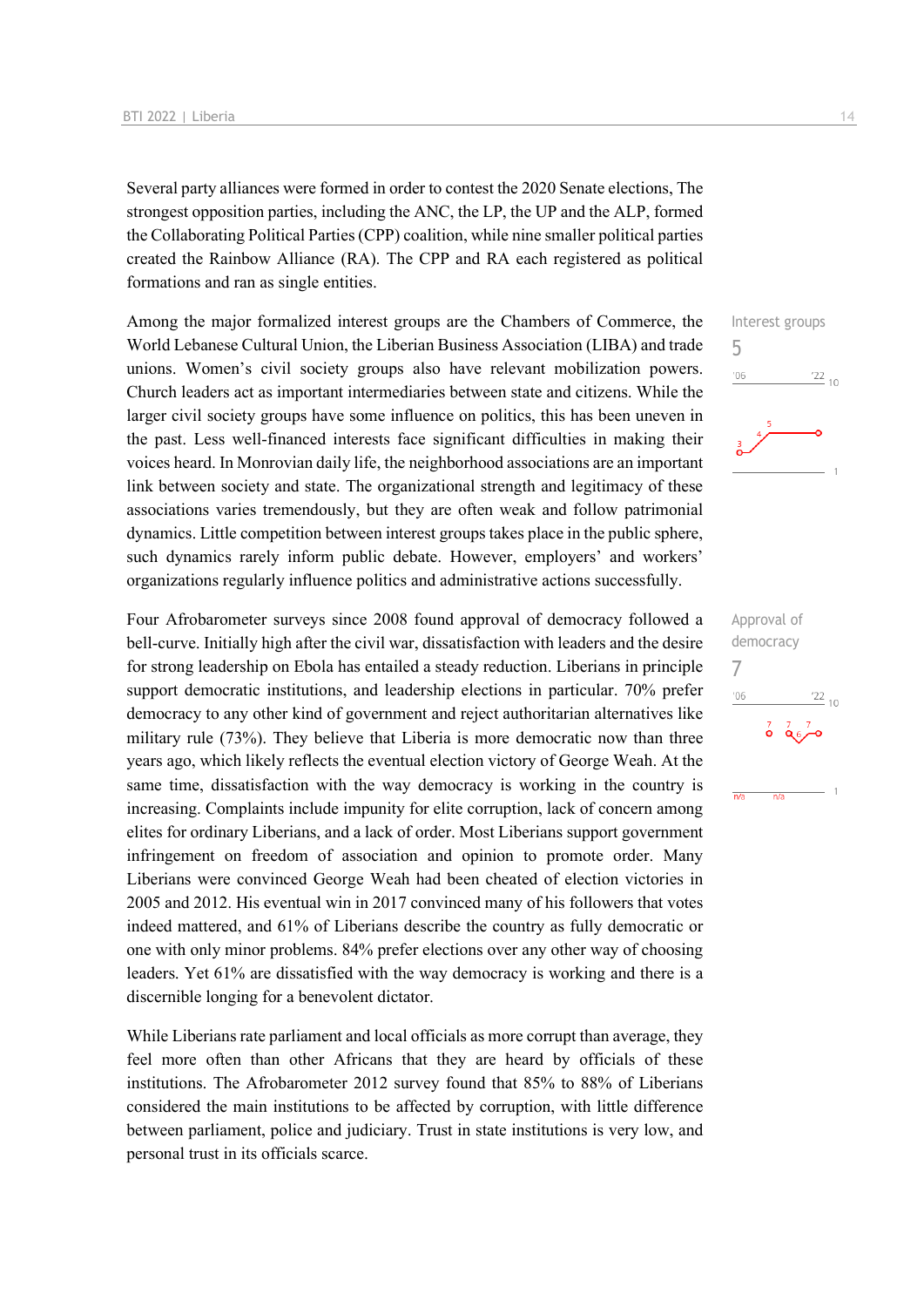Several party alliances were formed in order to contest the 2020 Senate elections, The strongest opposition parties, including the ANC, the LP, the UP and the ALP, formed the Collaborating Political Parties (CPP) coalition, while nine smaller political parties created the Rainbow Alliance (RA). The CPP and RA each registered as political formations and ran as single entities.

Interest groups
5

Among the major formalized interest groups are the Chambers of Commerce, the World Lebanese Cultural Union, the Liberian Business Association (LIBA) and trade unions. Women's civil society groups also have relevant mobilization powers. Church leaders act as important intermediaries between state and citizens. While the larger civil society groups have some influence on politics, this has been uneven in the past. Less well-financed interests face significant difficulties in making their voices heard. In Monrovian daily life, the neighborhood associations are an important link between society and state. The organizational strength and legitimacy of these associations varies tremendously, but they are often weak and follow patrimonial dynamics. Little competition between interest groups takes place in the public sphere, such dynamics rarely inform public debate. However, employers' and workers' organizations regularly influence politics and administrative actions successfully.

Approval of democracy
7

Four Afrobarometer surveys since 2008 found approval of democracy followed a bell-curve. Initially high after the civil war, dissatisfaction with leaders and the desire for strong leadership on Ebola has entailed a steady reduction. Liberians in principle support democratic institutions, and leadership elections in particular. 70% prefer democracy to any other kind of government and reject authoritarian alternatives like military rule (73%). They believe that Liberia is more democratic now than three years ago, which likely reflects the eventual election victory of George Weah. At the same time, dissatisfaction with the way democracy is working in the country is increasing. Complaints include impunity for elite corruption, lack of concern among elites for ordinary Liberians, and a lack of order. Most Liberians support government infringement on freedom of association and opinion to promote order. Many Liberians were convinced George Weah had been cheated of election victories in 2005 and 2012. His eventual win in 2017 convinced many of his followers that votes indeed mattered, and 61% of Liberians describe the country as fully democratic or one with only minor problems. 84% prefer elections over any other way of choosing leaders. Yet 61% are dissatisfied with the way democracy is working and there is a discernible longing for a benevolent dictator.

While Liberians rate parliament and local officials as more corrupt than average, they feel more often than other Africans that they are heard by officials of these institutions. The Afrobarometer 2012 survey found that 85% to 88% of Liberians considered the main institutions to be affected by corruption, with little difference between parliament, police and judiciary. Trust in state institutions is very low, and personal trust in its officials scarce.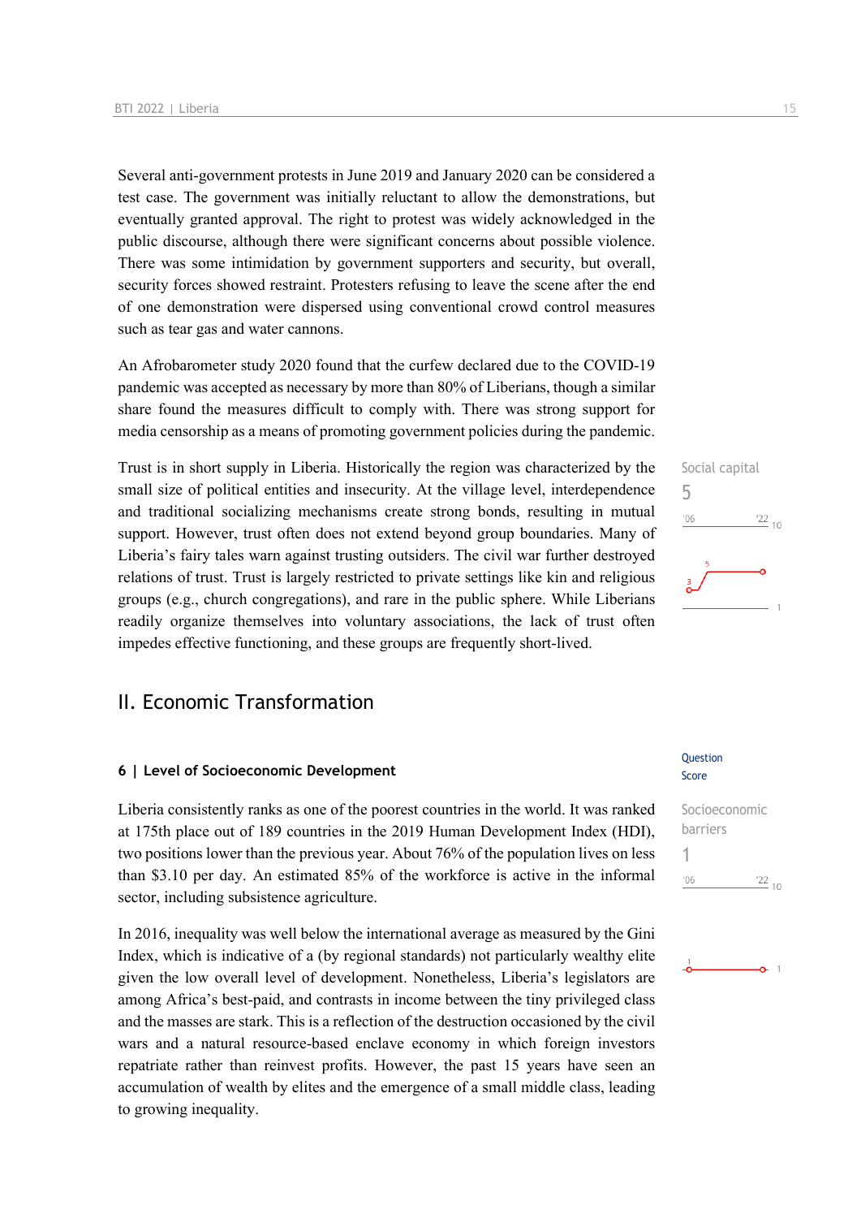Several anti-government protests in June 2019 and January 2020 can be considered a test case. The government was initially reluctant to allow the demonstrations, but eventually granted approval. The right to protest was widely acknowledged in the public discourse, although there were significant concerns about possible violence. There was some intimidation by government supporters and security, but overall, security forces showed restraint. Protesters refusing to leave the scene after the end of one demonstration were dispersed using conventional crowd control measures such as tear gas and water cannons.

An Afrobarometer study 2020 found that the curfew declared due to the COVID-19 pandemic was accepted as necessary by more than 80% of Liberians, though a similar share found the measures difficult to comply with. There was strong support for media censorship as a means of promoting government policies during the pandemic.

Social capital
5

Trust is in short supply in Liberia. Historically the region was characterized by the small size of political entities and insecurity. At the village level, interdependence and traditional socializing mechanisms create strong bonds, resulting in mutual support. However, trust often does not extend beyond group boundaries. Many of Liberia's fairy tales warn against trusting outsiders. The civil war further destroyed relations of trust. Trust is largely restricted to private settings like kin and religious groups (e.g., church congregations), and rare in the public sphere. While Liberians readily organize themselves into voluntary associations, the lack of trust often impedes effective functioning, and these groups are frequently short-lived.

## II. Economic Transformation

### 6 | Level of Socioeconomic Development

Socioeconomic barriers
1

Liberia consistently ranks as one of the poorest countries in the world. It was ranked at 175th place out of 189 countries in the 2019 Human Development Index (HDI), two positions lower than the previous year. About 76% of the population lives on less than $3.10 per day. An estimated 85% of the workforce is active in the informal sector, including subsistence agriculture.

In 2016, inequality was well below the international average as measured by the Gini Index, which is indicative of a (by regional standards) not particularly wealthy elite given the low overall level of development. Nonetheless, Liberia's legislators are among Africa's best-paid, and contrasts in income between the tiny privileged class and the masses are stark. This is a reflection of the destruction occasioned by the civil wars and a natural resource-based enclave economy in which foreign investors repatriate rather than reinvest profits. However, the past 15 years have seen an accumulation of wealth by elites and the emergence of a small middle class, leading to growing inequality.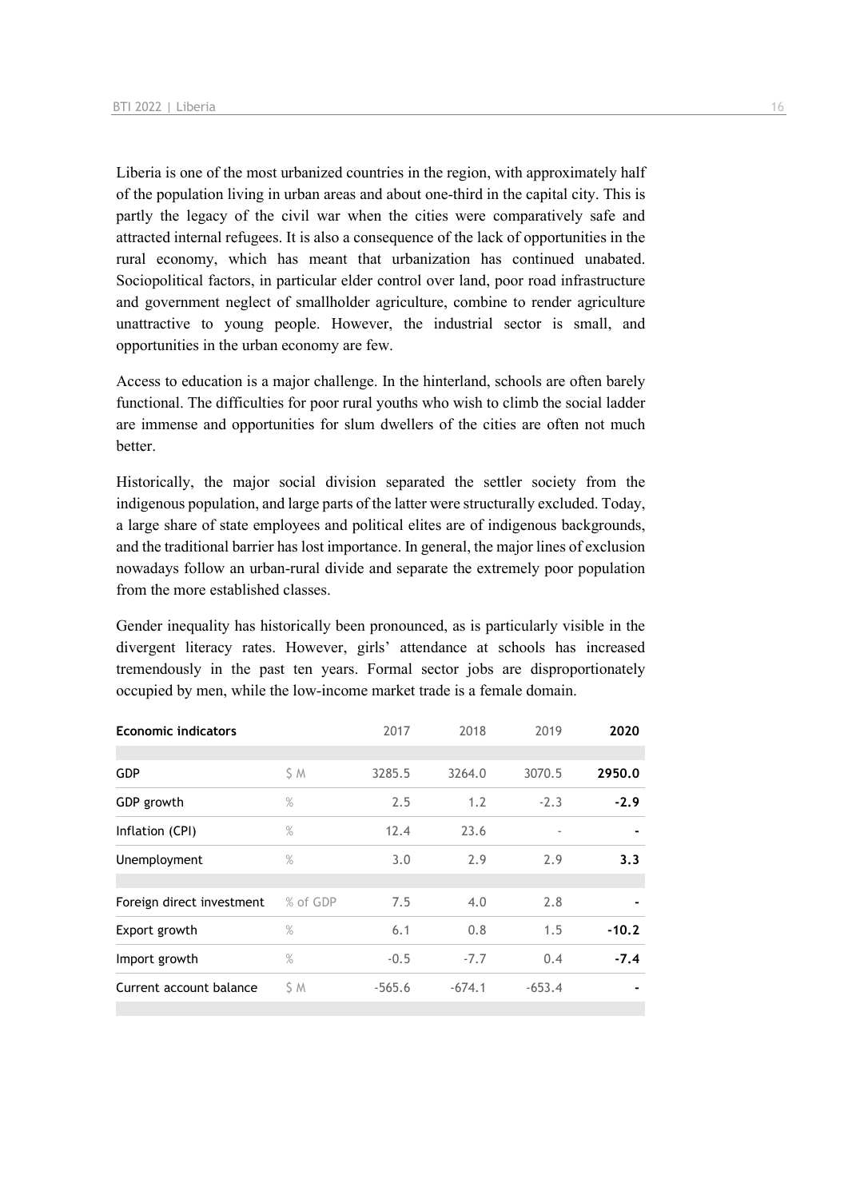Liberia is one of the most urbanized countries in the region, with approximately half of the population living in urban areas and about one-third in the capital city. This is partly the legacy of the civil war when the cities were comparatively safe and attracted internal refugees. It is also a consequence of the lack of opportunities in the rural economy, which has meant that urbanization has continued unabated. Sociopolitical factors, in particular elder control over land, poor road infrastructure and government neglect of smallholder agriculture, combine to render agriculture unattractive to young people. However, the industrial sector is small, and opportunities in the urban economy are few.

Access to education is a major challenge. In the hinterland, schools are often barely functional. The difficulties for poor rural youths who wish to climb the social ladder are immense and opportunities for slum dwellers of the cities are often not much better.

Historically, the major social division separated the settler society from the indigenous population, and large parts of the latter were structurally excluded. Today, a large share of state employees and political elites are of indigenous backgrounds, and the traditional barrier has lost importance. In general, the major lines of exclusion nowadays follow an urban-rural divide and separate the extremely poor population from the more established classes.

Gender inequality has historically been pronounced, as is particularly visible in the divergent literacy rates. However, girls' attendance at schools has increased tremendously in the past ten years. Formal sector jobs are disproportionately occupied by men, while the low-income market trade is a female domain.

| Economic indicators | | 2017 | 2018 | 2019 | **2020** |
|---|---|---|---|---|---|
| GDP | $ M | 3285.5 | 3264.0 | 3070.5 | **2950.0** |
| GDP growth | % | 2.5 | 1.2 | -2.3 | **-2.9** |
| Inflation (CPI) | % | 12.4 | 23.6 | - | **-** |
| Unemployment | % | 3.0 | 2.9 | 2.9 | **3.3** |
| Foreign direct investment | % of GDP | 7.5 | 4.0 | 2.8 | **-** |
| Export growth | % | 6.1 | 0.8 | 1.5 | **-10.2** |
| Import growth | % | -0.5 | -7.7 | 0.4 | **-7.4** |
| Current account balance | $ M | -565.6 | -674.1 | -653.4 | **-** |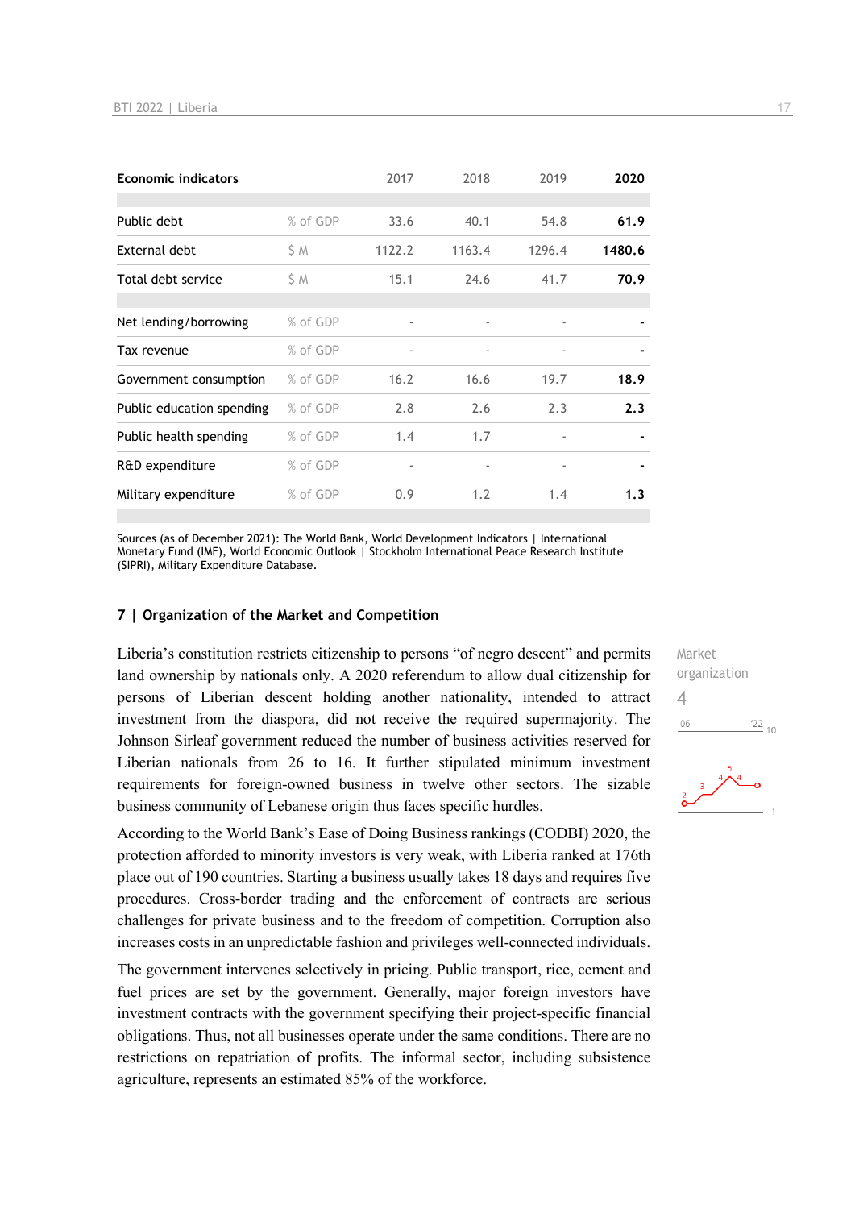| Economic indicators | | 2017 | 2018 | 2019 | 2020 |
|---|---|---|---|---|---|
| Public debt | % of GDP | 33.6 | 40.1 | 54.8 | **61.9** |
| External debt | $ M | 1122.2 | 1163.4 | 1296.4 | **1480.6** |
| Total debt service | $ M | 15.1 | 24.6 | 41.7 | **70.9** |
| Net lending/borrowing | % of GDP | - | - | - | **-** |
| Tax revenue | % of GDP | - | - | - | **-** |
| Government consumption | % of GDP | 16.2 | 16.6 | 19.7 | **18.9** |
| Public education spending | % of GDP | 2.8 | 2.6 | 2.3 | **2.3** |
| Public health spending | % of GDP | 1.4 | 1.7 | - | **-** |
| R&D expenditure | % of GDP | - | - | - | **-** |
| Military expenditure | % of GDP | 0.9 | 1.2 | 1.4 | **1.3** |

Sources (as of December 2021): The World Bank, World Development Indicators | International Monetary Fund (IMF), World Economic Outlook | Stockholm International Peace Research Institute (SIPRI), Military Expenditure Database.

## 7 | Organization of the Market and Competition

Market organization
4

Liberia's constitution restricts citizenship to persons "of negro descent" and permits land ownership by nationals only. A 2020 referendum to allow dual citizenship for persons of Liberian descent holding another nationality, intended to attract investment from the diaspora, did not receive the required supermajority. The Johnson Sirleaf government reduced the number of business activities reserved for Liberian nationals from 26 to 16. It further stipulated minimum investment requirements for foreign-owned business in twelve other sectors. The sizable business community of Lebanese origin thus faces specific hurdles.

According to the World Bank's Ease of Doing Business rankings (CODBI) 2020, the protection afforded to minority investors is very weak, with Liberia ranked at 176th place out of 190 countries. Starting a business usually takes 18 days and requires five procedures. Cross-border trading and the enforcement of contracts are serious challenges for private business and to the freedom of competition. Corruption also increases costs in an unpredictable fashion and privileges well-connected individuals.

The government intervenes selectively in pricing. Public transport, rice, cement and fuel prices are set by the government. Generally, major foreign investors have investment contracts with the government specifying their project-specific financial obligations. Thus, not all businesses operate under the same conditions. There are no restrictions on repatriation of profits. The informal sector, including subsistence agriculture, represents an estimated 85% of the workforce.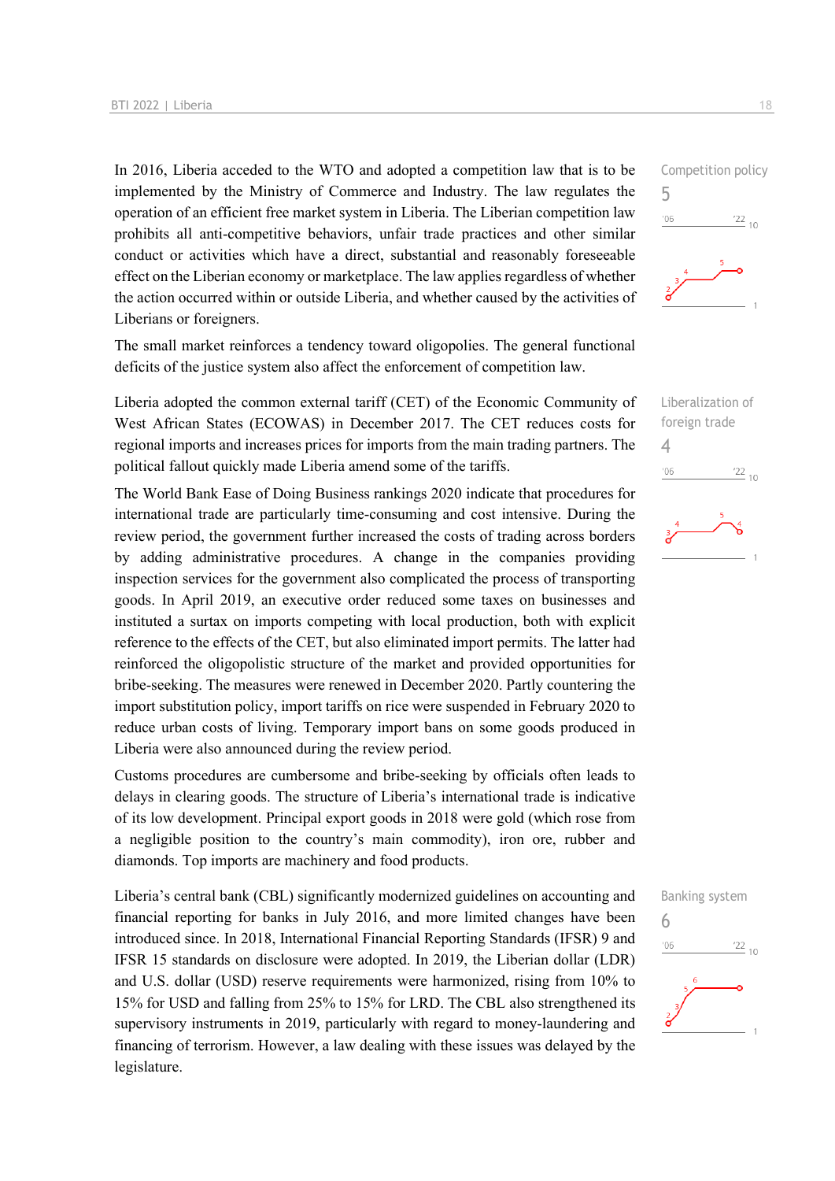In 2016, Liberia acceded to the WTO and adopted a competition law that is to be implemented by the Ministry of Commerce and Industry. The law regulates the operation of an efficient free market system in Liberia. The Liberian competition law prohibits all anti-competitive behaviors, unfair trade practices and other similar conduct or activities which have a direct, substantial and reasonably foreseeable effect on the Liberian economy or marketplace. The law applies regardless of whether the action occurred within or outside Liberia, and whether caused by the activities of Liberians or foreigners.

Competition policy
5

The small market reinforces a tendency toward oligopolies. The general functional deficits of the justice system also affect the enforcement of competition law.

Liberia adopted the common external tariff (CET) of the Economic Community of West African States (ECOWAS) in December 2017. The CET reduces costs for regional imports and increases prices for imports from the main trading partners. The political fallout quickly made Liberia amend some of the tariffs.

Liberalization of foreign trade
4

The World Bank Ease of Doing Business rankings 2020 indicate that procedures for international trade are particularly time-consuming and cost intensive. During the review period, the government further increased the costs of trading across borders by adding administrative procedures. A change in the companies providing inspection services for the government also complicated the process of transporting goods. In April 2019, an executive order reduced some taxes on businesses and instituted a surtax on imports competing with local production, both with explicit reference to the effects of the CET, but also eliminated import permits. The latter had reinforced the oligopolistic structure of the market and provided opportunities for bribe-seeking. The measures were renewed in December 2020. Partly countering the import substitution policy, import tariffs on rice were suspended in February 2020 to reduce urban costs of living. Temporary import bans on some goods produced in Liberia were also announced during the review period.

Customs procedures are cumbersome and bribe-seeking by officials often leads to delays in clearing goods. The structure of Liberia's international trade is indicative of its low development. Principal export goods in 2018 were gold (which rose from a negligible position to the country's main commodity), iron ore, rubber and diamonds. Top imports are machinery and food products.

Liberia's central bank (CBL) significantly modernized guidelines on accounting and financial reporting for banks in July 2016, and more limited changes have been introduced since. In 2018, International Financial Reporting Standards (IFSR) 9 and IFSR 15 standards on disclosure were adopted. In 2019, the Liberian dollar (LDR) and U.S. dollar (USD) reserve requirements were harmonized, rising from 10% to 15% for USD and falling from 25% to 15% for LRD. The CBL also strengthened its supervisory instruments in 2019, particularly with regard to money-laundering and financing of terrorism. However, a law dealing with these issues was delayed by the legislature.

Banking system
6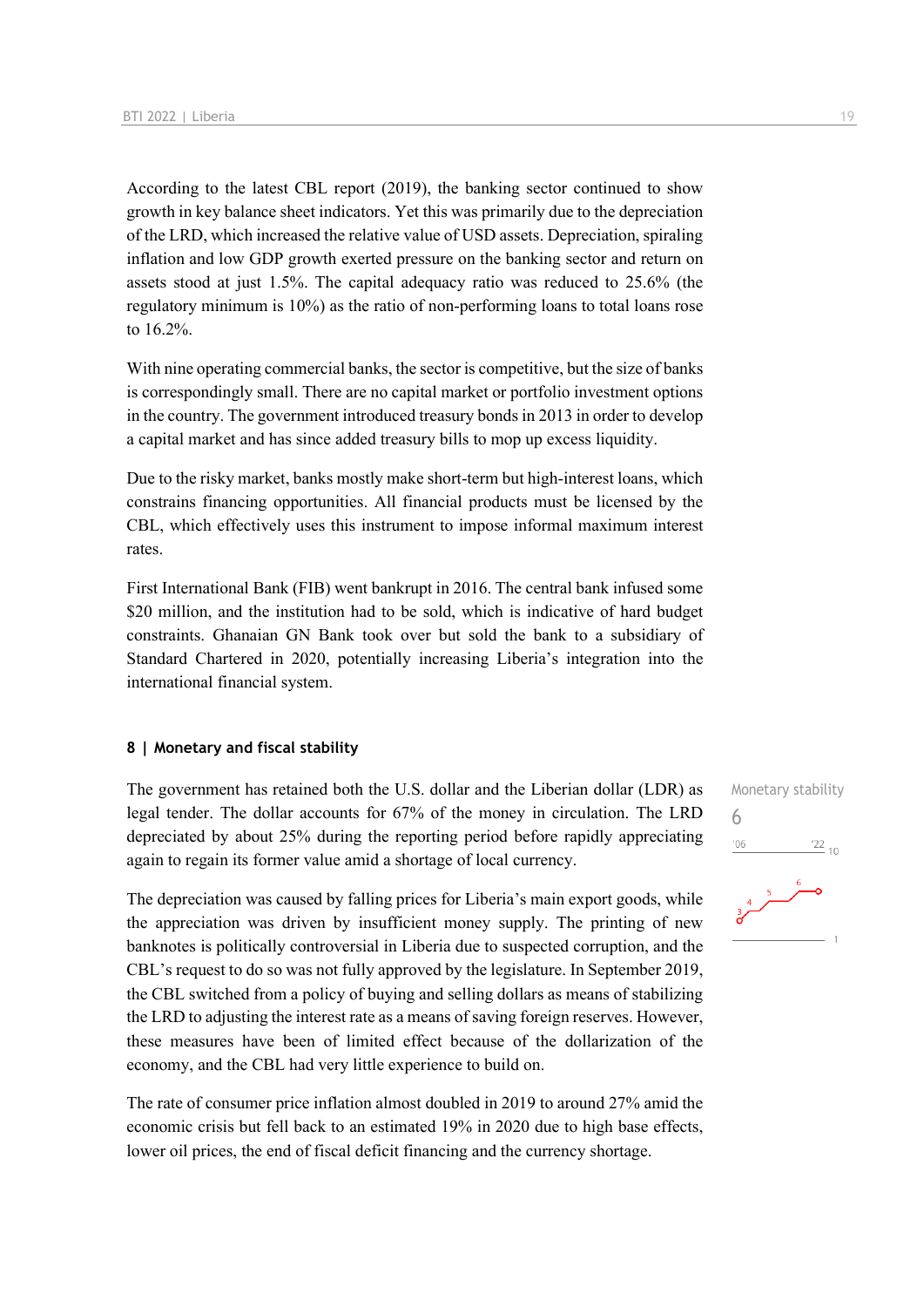According to the latest CBL report (2019), the banking sector continued to show growth in key balance sheet indicators. Yet this was primarily due to the depreciation of the LRD, which increased the relative value of USD assets. Depreciation, spiraling inflation and low GDP growth exerted pressure on the banking sector and return on assets stood at just 1.5%. The capital adequacy ratio was reduced to 25.6% (the regulatory minimum is 10%) as the ratio of non-performing loans to total loans rose to 16.2%.

With nine operating commercial banks, the sector is competitive, but the size of banks is correspondingly small. There are no capital market or portfolio investment options in the country. The government introduced treasury bonds in 2013 in order to develop a capital market and has since added treasury bills to mop up excess liquidity.

Due to the risky market, banks mostly make short-term but high-interest loans, which constrains financing opportunities. All financial products must be licensed by the CBL, which effectively uses this instrument to impose informal maximum interest rates.

First International Bank (FIB) went bankrupt in 2016. The central bank infused some $20 million, and the institution had to be sold, which is indicative of hard budget constraints. Ghanaian GN Bank took over but sold the bank to a subsidiary of Standard Chartered in 2020, potentially increasing Liberia's integration into the international financial system.

### 8 | Monetary and fiscal stability

Monetary stability
6

The government has retained both the U.S. dollar and the Liberian dollar (LDR) as legal tender. The dollar accounts for 67% of the money in circulation. The LRD depreciated by about 25% during the reporting period before rapidly appreciating again to regain its former value amid a shortage of local currency.

The depreciation was caused by falling prices for Liberia's main export goods, while the appreciation was driven by insufficient money supply. The printing of new banknotes is politically controversial in Liberia due to suspected corruption, and the CBL's request to do so was not fully approved by the legislature. In September 2019, the CBL switched from a policy of buying and selling dollars as means of stabilizing the LRD to adjusting the interest rate as a means of saving foreign reserves. However, these measures have been of limited effect because of the dollarization of the economy, and the CBL had very little experience to build on.

The rate of consumer price inflation almost doubled in 2019 to around 27% amid the economic crisis but fell back to an estimated 19% in 2020 due to high base effects, lower oil prices, the end of fiscal deficit financing and the currency shortage.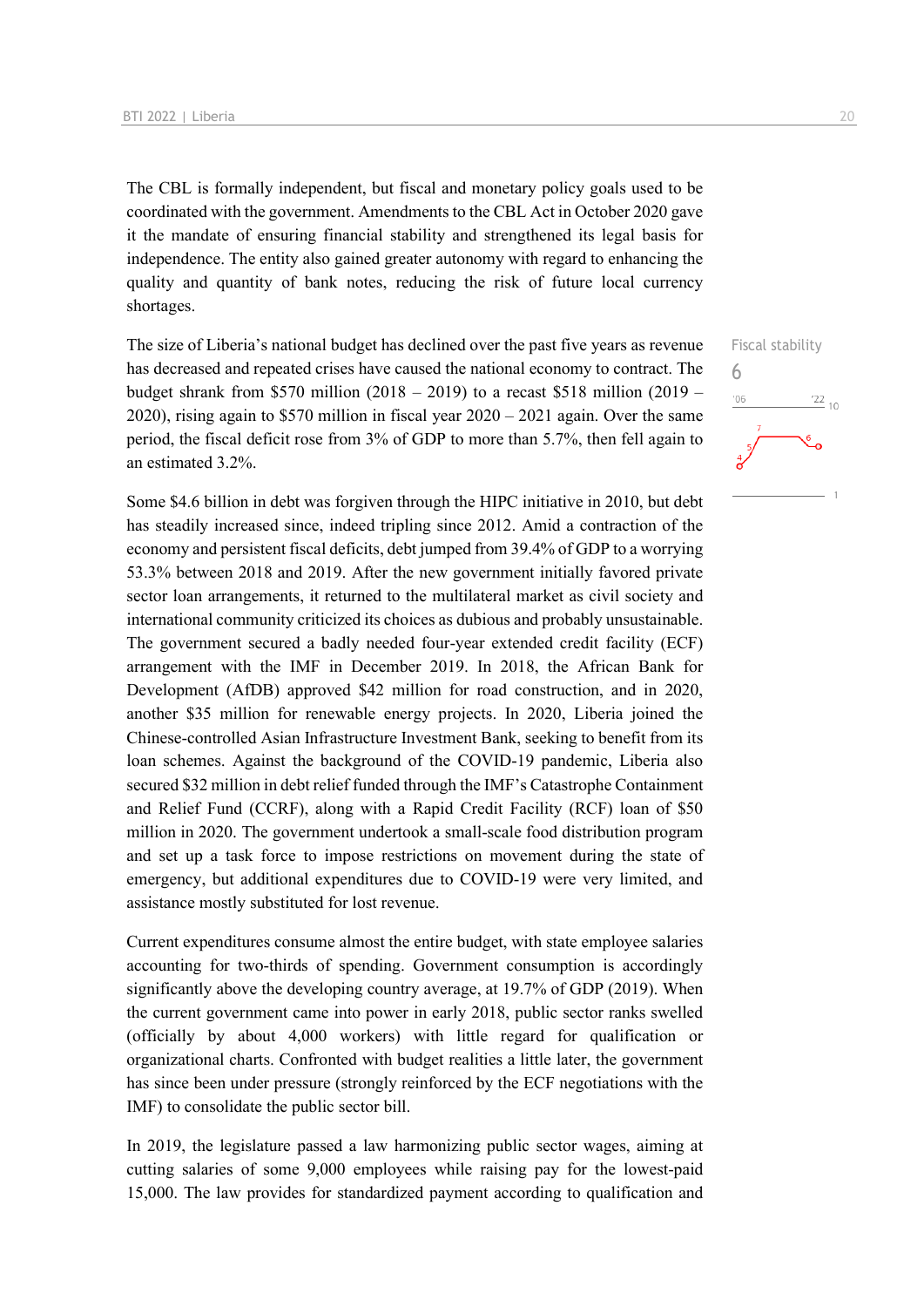The CBL is formally independent, but fiscal and monetary policy goals used to be coordinated with the government. Amendments to the CBL Act in October 2020 gave it the mandate of ensuring financial stability and strengthened its legal basis for independence. The entity also gained greater autonomy with regard to enhancing the quality and quantity of bank notes, reducing the risk of future local currency shortages.

Fiscal stability
6

The size of Liberia's national budget has declined over the past five years as revenue has decreased and repeated crises have caused the national economy to contract. The budget shrank from $570 million (2018 – 2019) to a recast $518 million (2019 – 2020), rising again to $570 million in fiscal year 2020 – 2021 again. Over the same period, the fiscal deficit rose from 3% of GDP to more than 5.7%, then fell again to an estimated 3.2%.

Some $4.6 billion in debt was forgiven through the HIPC initiative in 2010, but debt has steadily increased since, indeed tripling since 2012. Amid a contraction of the economy and persistent fiscal deficits, debt jumped from 39.4% of GDP to a worrying 53.3% between 2018 and 2019. After the new government initially favored private sector loan arrangements, it returned to the multilateral market as civil society and international community criticized its choices as dubious and probably unsustainable. The government secured a badly needed four-year extended credit facility (ECF) arrangement with the IMF in December 2019. In 2018, the African Bank for Development (AfDB) approved $42 million for road construction, and in 2020, another $35 million for renewable energy projects. In 2020, Liberia joined the Chinese-controlled Asian Infrastructure Investment Bank, seeking to benefit from its loan schemes. Against the background of the COVID-19 pandemic, Liberia also secured $32 million in debt relief funded through the IMF's Catastrophe Containment and Relief Fund (CCRF), along with a Rapid Credit Facility (RCF) loan of $50 million in 2020. The government undertook a small-scale food distribution program and set up a task force to impose restrictions on movement during the state of emergency, but additional expenditures due to COVID-19 were very limited, and assistance mostly substituted for lost revenue.

Current expenditures consume almost the entire budget, with state employee salaries accounting for two-thirds of spending. Government consumption is accordingly significantly above the developing country average, at 19.7% of GDP (2019). When the current government came into power in early 2018, public sector ranks swelled (officially by about 4,000 workers) with little regard for qualification or organizational charts. Confronted with budget realities a little later, the government has since been under pressure (strongly reinforced by the ECF negotiations with the IMF) to consolidate the public sector bill.

In 2019, the legislature passed a law harmonizing public sector wages, aiming at cutting salaries of some 9,000 employees while raising pay for the lowest-paid 15,000. The law provides for standardized payment according to qualification and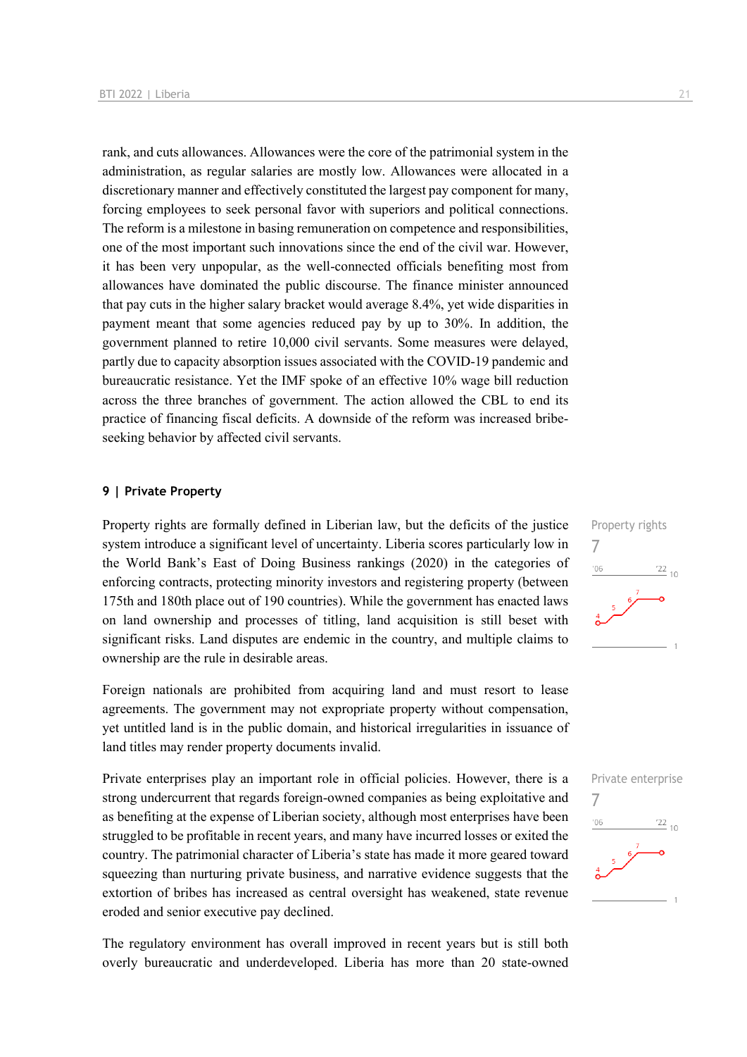rank, and cuts allowances. Allowances were the core of the patrimonial system in the administration, as regular salaries are mostly low. Allowances were allocated in a discretionary manner and effectively constituted the largest pay component for many, forcing employees to seek personal favor with superiors and political connections. The reform is a milestone in basing remuneration on competence and responsibilities, one of the most important such innovations since the end of the civil war. However, it has been very unpopular, as the well-connected officials benefiting most from allowances have dominated the public discourse. The finance minister announced that pay cuts in the higher salary bracket would average 8.4%, yet wide disparities in payment meant that some agencies reduced pay by up to 30%. In addition, the government planned to retire 10,000 civil servants. Some measures were delayed, partly due to capacity absorption issues associated with the COVID-19 pandemic and bureaucratic resistance. Yet the IMF spoke of an effective 10% wage bill reduction across the three branches of government. The action allowed the CBL to end its practice of financing fiscal deficits. A downside of the reform was increased bribe-seeking behavior by affected civil servants.

## 9 | Private Property

Property rights
7

Property rights are formally defined in Liberian law, but the deficits of the justice system introduce a significant level of uncertainty. Liberia scores particularly low in the World Bank's East of Doing Business rankings (2020) in the categories of enforcing contracts, protecting minority investors and registering property (between 175th and 180th place out of 190 countries). While the government has enacted laws on land ownership and processes of titling, land acquisition is still beset with significant risks. Land disputes are endemic in the country, and multiple claims to ownership are the rule in desirable areas.

Foreign nationals are prohibited from acquiring land and must resort to lease agreements. The government may not expropriate property without compensation, yet untitled land is in the public domain, and historical irregularities in issuance of land titles may render property documents invalid.

Private enterprise
7

Private enterprises play an important role in official policies. However, there is a strong undercurrent that regards foreign-owned companies as being exploitative and as benefiting at the expense of Liberian society, although most enterprises have been struggled to be profitable in recent years, and many have incurred losses or exited the country. The patrimonial character of Liberia's state has made it more geared toward squeezing than nurturing private business, and narrative evidence suggests that the extortion of bribes has increased as central oversight has weakened, state revenue eroded and senior executive pay declined.

The regulatory environment has overall improved in recent years but is still both overly bureaucratic and underdeveloped. Liberia has more than 20 state-owned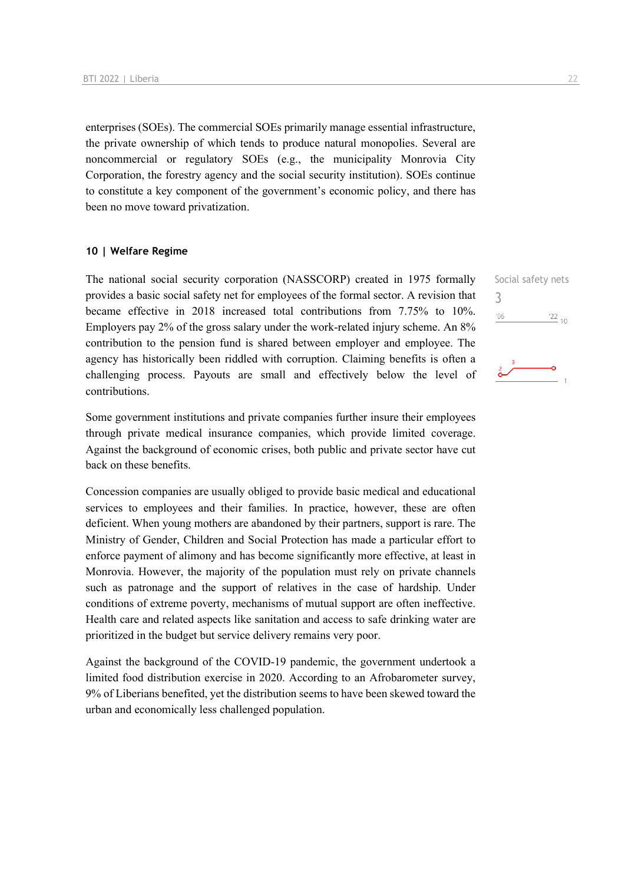enterprises (SOEs). The commercial SOEs primarily manage essential infrastructure, the private ownership of which tends to produce natural monopolies. Several are noncommercial or regulatory SOEs (e.g., the municipality Monrovia City Corporation, the forestry agency and the social security institution). SOEs continue to constitute a key component of the government's economic policy, and there has been no move toward privatization.

## 10 | Welfare Regime

Social safety nets

3

The national social security corporation (NASSCORP) created in 1975 formally provides a basic social safety net for employees of the formal sector. A revision that became effective in 2018 increased total contributions from 7.75% to 10%. Employers pay 2% of the gross salary under the work-related injury scheme. An 8% contribution to the pension fund is shared between employer and employee. The agency has historically been riddled with corruption. Claiming benefits is often a challenging process. Payouts are small and effectively below the level of contributions.

Some government institutions and private companies further insure their employees through private medical insurance companies, which provide limited coverage. Against the background of economic crises, both public and private sector have cut back on these benefits.

Concession companies are usually obliged to provide basic medical and educational services to employees and their families. In practice, however, these are often deficient. When young mothers are abandoned by their partners, support is rare. The Ministry of Gender, Children and Social Protection has made a particular effort to enforce payment of alimony and has become significantly more effective, at least in Monrovia. However, the majority of the population must rely on private channels such as patronage and the support of relatives in the case of hardship. Under conditions of extreme poverty, mechanisms of mutual support are often ineffective. Health care and related aspects like sanitation and access to safe drinking water are prioritized in the budget but service delivery remains very poor.

Against the background of the COVID-19 pandemic, the government undertook a limited food distribution exercise in 2020. According to an Afrobarometer survey, 9% of Liberians benefited, yet the distribution seems to have been skewed toward the urban and economically less challenged population.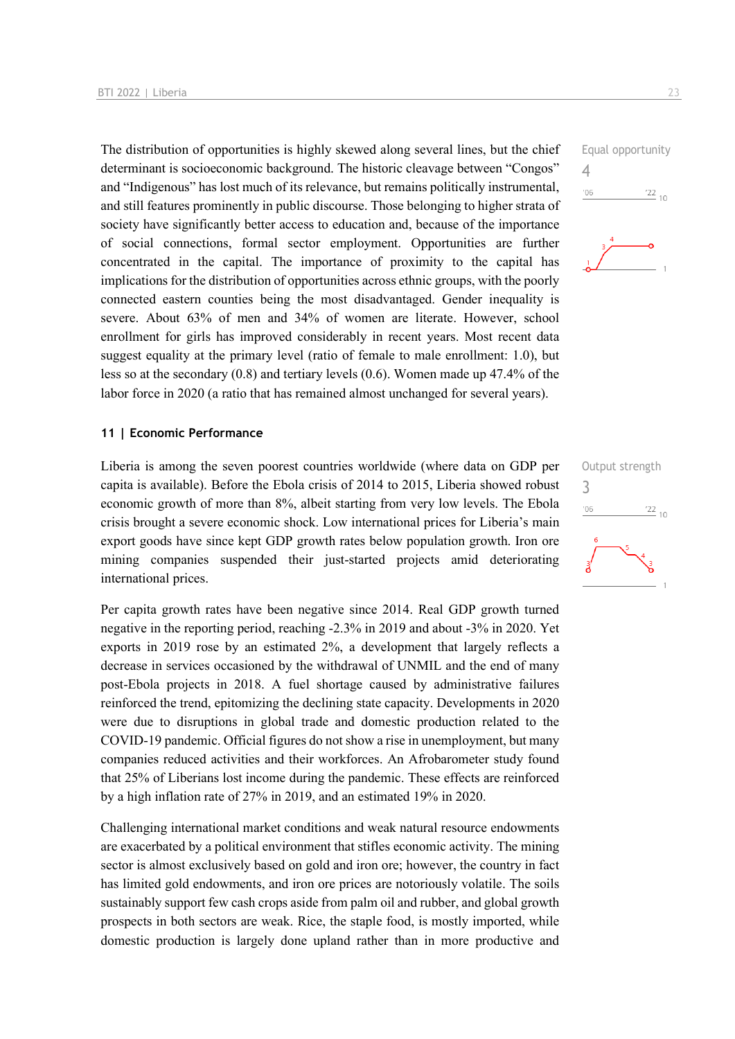The distribution of opportunities is highly skewed along several lines, but the chief determinant is socioeconomic background. The historic cleavage between "Congos" and "Indigenous" has lost much of its relevance, but remains politically instrumental, and still features prominently in public discourse. Those belonging to higher strata of society have significantly better access to education and, because of the importance of social connections, formal sector employment. Opportunities are further concentrated in the capital. The importance of proximity to the capital has implications for the distribution of opportunities across ethnic groups, with the poorly connected eastern counties being the most disadvantaged. Gender inequality is severe. About 63% of men and 34% of women are literate. However, school enrollment for girls has improved considerably in recent years. Most recent data suggest equality at the primary level (ratio of female to male enrollment: 1.0), but less so at the secondary (0.8) and tertiary levels (0.6). Women made up 47.4% of the labor force in 2020 (a ratio that has remained almost unchanged for several years).

Equal opportunity
4

## 11 | Economic Performance

Liberia is among the seven poorest countries worldwide (where data on GDP per capita is available). Before the Ebola crisis of 2014 to 2015, Liberia showed robust economic growth of more than 8%, albeit starting from very low levels. The Ebola crisis brought a severe economic shock. Low international prices for Liberia's main export goods have since kept GDP growth rates below population growth. Iron ore mining companies suspended their just-started projects amid deteriorating international prices.

Output strength
3

Per capita growth rates have been negative since 2014. Real GDP growth turned negative in the reporting period, reaching -2.3% in 2019 and about -3% in 2020. Yet exports in 2019 rose by an estimated 2%, a development that largely reflects a decrease in services occasioned by the withdrawal of UNMIL and the end of many post-Ebola projects in 2018. A fuel shortage caused by administrative failures reinforced the trend, epitomizing the declining state capacity. Developments in 2020 were due to disruptions in global trade and domestic production related to the COVID-19 pandemic. Official figures do not show a rise in unemployment, but many companies reduced activities and their workforces. An Afrobarometer study found that 25% of Liberians lost income during the pandemic. These effects are reinforced by a high inflation rate of 27% in 2019, and an estimated 19% in 2020.

Challenging international market conditions and weak natural resource endowments are exacerbated by a political environment that stifles economic activity. The mining sector is almost exclusively based on gold and iron ore; however, the country in fact has limited gold endowments, and iron ore prices are notoriously volatile. The soils sustainably support few cash crops aside from palm oil and rubber, and global growth prospects in both sectors are weak. Rice, the staple food, is mostly imported, while domestic production is largely done upland rather than in more productive and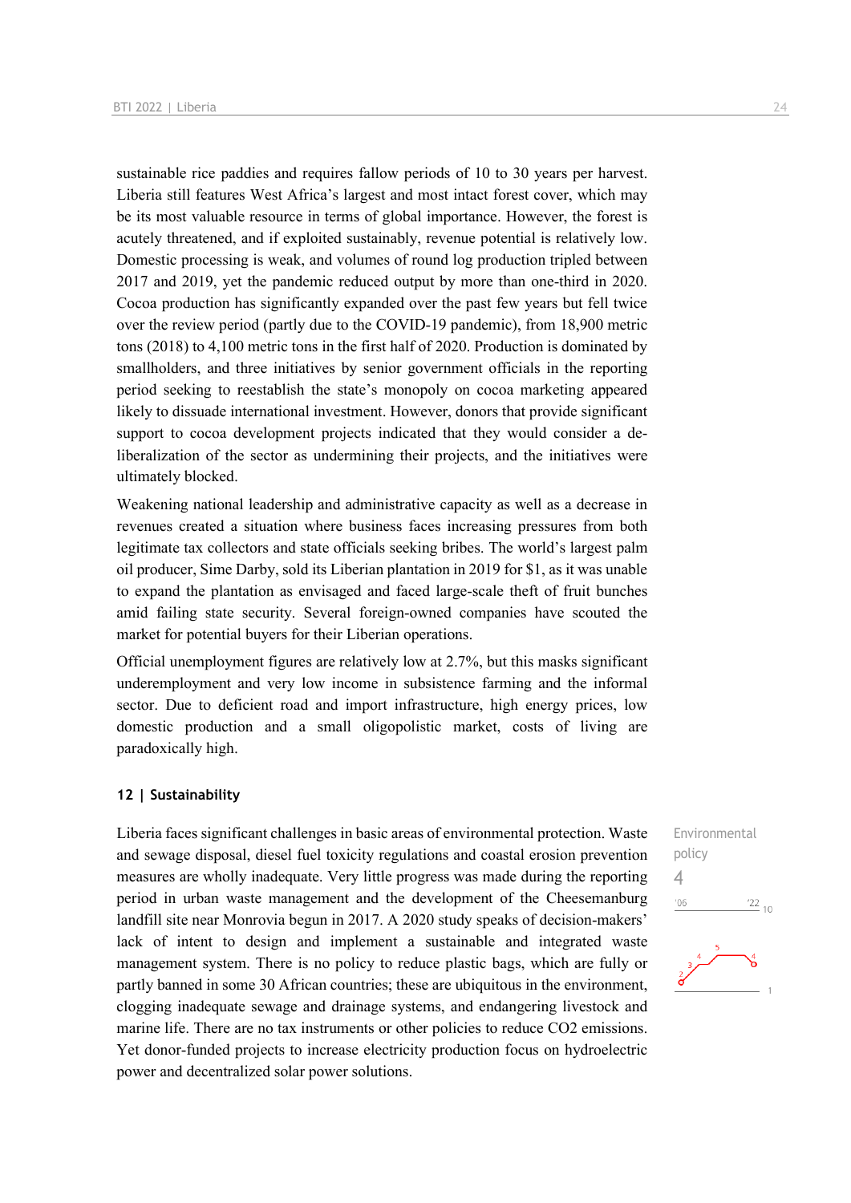sustainable rice paddies and requires fallow periods of 10 to 30 years per harvest. Liberia still features West Africa's largest and most intact forest cover, which may be its most valuable resource in terms of global importance. However, the forest is acutely threatened, and if exploited sustainably, revenue potential is relatively low. Domestic processing is weak, and volumes of round log production tripled between 2017 and 2019, yet the pandemic reduced output by more than one-third in 2020. Cocoa production has significantly expanded over the past few years but fell twice over the review period (partly due to the COVID-19 pandemic), from 18,900 metric tons (2018) to 4,100 metric tons in the first half of 2020. Production is dominated by smallholders, and three initiatives by senior government officials in the reporting period seeking to reestablish the state's monopoly on cocoa marketing appeared likely to dissuade international investment. However, donors that provide significant support to cocoa development projects indicated that they would consider a de-liberalization of the sector as undermining their projects, and the initiatives were ultimately blocked.

Weakening national leadership and administrative capacity as well as a decrease in revenues created a situation where business faces increasing pressures from both legitimate tax collectors and state officials seeking bribes. The world's largest palm oil producer, Sime Darby, sold its Liberian plantation in 2019 for $1, as it was unable to expand the plantation as envisaged and faced large-scale theft of fruit bunches amid failing state security. Several foreign-owned companies have scouted the market for potential buyers for their Liberian operations.

Official unemployment figures are relatively low at 2.7%, but this masks significant underemployment and very low income in subsistence farming and the informal sector. Due to deficient road and import infrastructure, high energy prices, low domestic production and a small oligopolistic market, costs of living are paradoxically high.

## 12 | Sustainability

Environmental policy
4

Liberia faces significant challenges in basic areas of environmental protection. Waste and sewage disposal, diesel fuel toxicity regulations and coastal erosion prevention measures are wholly inadequate. Very little progress was made during the reporting period in urban waste management and the development of the Cheesemanburg landfill site near Monrovia begun in 2017. A 2020 study speaks of decision-makers' lack of intent to design and implement a sustainable and integrated waste management system. There is no policy to reduce plastic bags, which are fully or partly banned in some 30 African countries; these are ubiquitous in the environment, clogging inadequate sewage and drainage systems, and endangering livestock and marine life. There are no tax instruments or other policies to reduce $CO_2$ emissions. Yet donor-funded projects to increase electricity production focus on hydroelectric power and decentralized solar power solutions.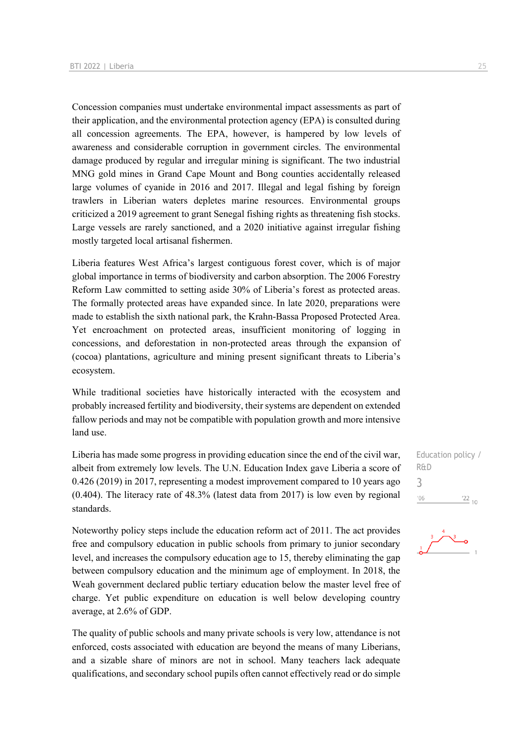Concession companies must undertake environmental impact assessments as part of their application, and the environmental protection agency (EPA) is consulted during all concession agreements. The EPA, however, is hampered by low levels of awareness and considerable corruption in government circles. The environmental damage produced by regular and irregular mining is significant. The two industrial MNG gold mines in Grand Cape Mount and Bong counties accidentally released large volumes of cyanide in 2016 and 2017. Illegal and legal fishing by foreign trawlers in Liberian waters depletes marine resources. Environmental groups criticized a 2019 agreement to grant Senegal fishing rights as threatening fish stocks. Large vessels are rarely sanctioned, and a 2020 initiative against irregular fishing mostly targeted local artisanal fishermen.

Liberia features West Africa's largest contiguous forest cover, which is of major global importance in terms of biodiversity and carbon absorption. The 2006 Forestry Reform Law committed to setting aside 30% of Liberia's forest as protected areas. The formally protected areas have expanded since. In late 2020, preparations were made to establish the sixth national park, the Krahn-Bassa Proposed Protected Area. Yet encroachment on protected areas, insufficient monitoring of logging in concessions, and deforestation in non-protected areas through the expansion of (cocoa) plantations, agriculture and mining present significant threats to Liberia's ecosystem.

While traditional societies have historically interacted with the ecosystem and probably increased fertility and biodiversity, their systems are dependent on extended fallow periods and may not be compatible with population growth and more intensive land use.

Education policy / R&D

3

Liberia has made some progress in providing education since the end of the civil war, albeit from extremely low levels. The U.N. Education Index gave Liberia a score of 0.426 (2019) in 2017, representing a modest improvement compared to 10 years ago (0.404). The literacy rate of 48.3% (latest data from 2017) is low even by regional standards.

Noteworthy policy steps include the education reform act of 2011. The act provides free and compulsory education in public schools from primary to junior secondary level, and increases the compulsory education age to 15, thereby eliminating the gap between compulsory education and the minimum age of employment. In 2018, the Weah government declared public tertiary education below the master level free of charge. Yet public expenditure on education is well below developing country average, at 2.6% of GDP.

The quality of public schools and many private schools is very low, attendance is not enforced, costs associated with education are beyond the means of many Liberians, and a sizable share of minors are not in school. Many teachers lack adequate qualifications, and secondary school pupils often cannot effectively read or do simple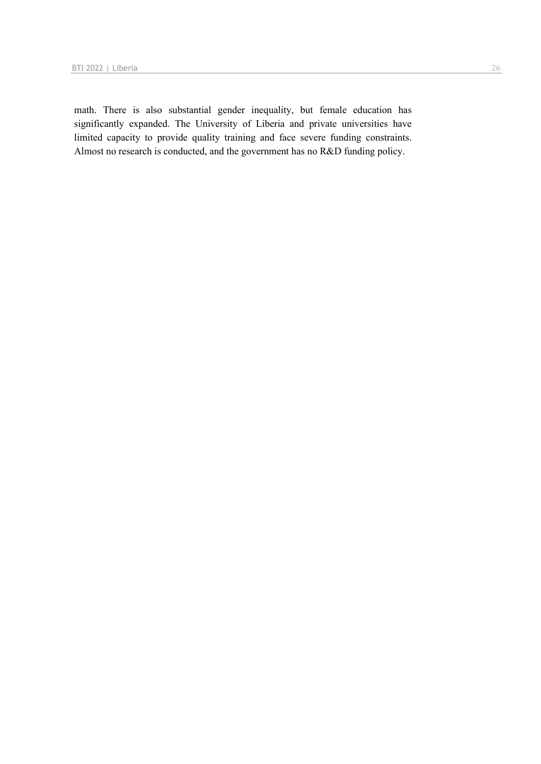math. There is also substantial gender inequality, but female education has significantly expanded. The University of Liberia and private universities have limited capacity to provide quality training and face severe funding constraints. Almost no research is conducted, and the government has no R&D funding policy.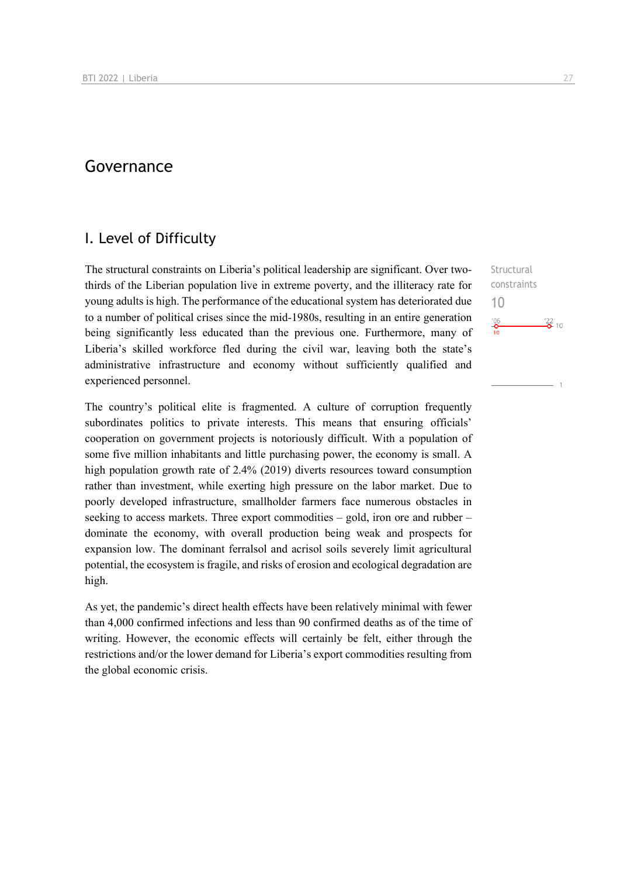# Governance

## I. Level of Difficulty

Structural constraints
10

The structural constraints on Liberia's political leadership are significant. Over two-thirds of the Liberian population live in extreme poverty, and the illiteracy rate for young adults is high. The performance of the educational system has deteriorated due to a number of political crises since the mid-1980s, resulting in an entire generation being significantly less educated than the previous one. Furthermore, many of Liberia's skilled workforce fled during the civil war, leaving both the state's administrative infrastructure and economy without sufficiently qualified and experienced personnel.

The country's political elite is fragmented. A culture of corruption frequently subordinates politics to private interests. This means that ensuring officials' cooperation on government projects is notoriously difficult. With a population of some five million inhabitants and little purchasing power, the economy is small. A high population growth rate of 2.4% (2019) diverts resources toward consumption rather than investment, while exerting high pressure on the labor market. Due to poorly developed infrastructure, smallholder farmers face numerous obstacles in seeking to access markets. Three export commodities – gold, iron ore and rubber – dominate the economy, with overall production being weak and prospects for expansion low. The dominant ferralsol and acrisol soils severely limit agricultural potential, the ecosystem is fragile, and risks of erosion and ecological degradation are high.

As yet, the pandemic's direct health effects have been relatively minimal with fewer than 4,000 confirmed infections and less than 90 confirmed deaths as of the time of writing. However, the economic effects will certainly be felt, either through the restrictions and/or the lower demand for Liberia's export commodities resulting from the global economic crisis.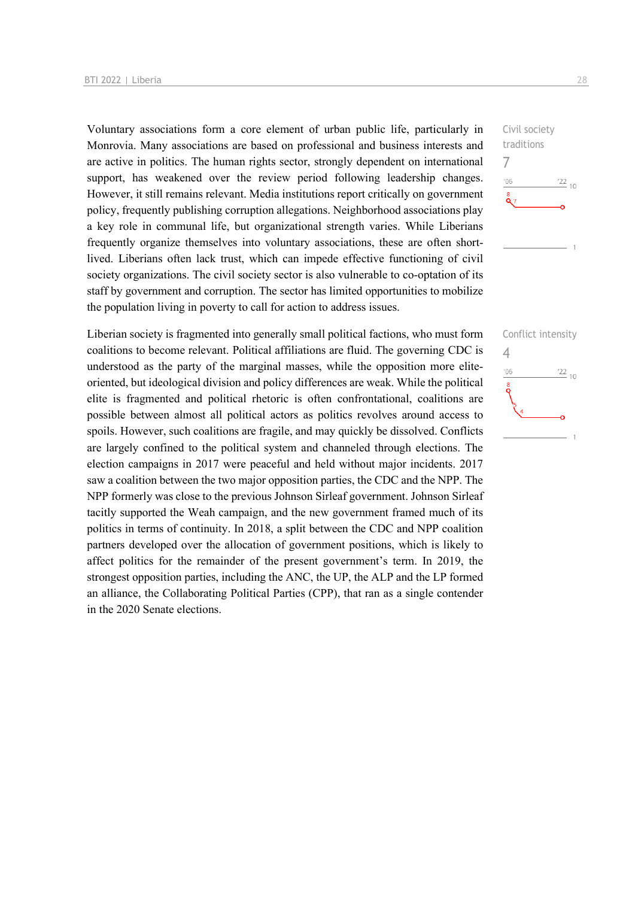Civil society traditions

7

Voluntary associations form a core element of urban public life, particularly in Monrovia. Many associations are based on professional and business interests and are active in politics. The human rights sector, strongly dependent on international support, has weakened over the review period following leadership changes. However, it still remains relevant. Media institutions report critically on government policy, frequently publishing corruption allegations. Neighborhood associations play a key role in communal life, but organizational strength varies. While Liberians frequently organize themselves into voluntary associations, these are often short-lived. Liberians often lack trust, which can impede effective functioning of civil society organizations. The civil society sector is also vulnerable to co-optation of its staff by government and corruption. The sector has limited opportunities to mobilize the population living in poverty to call for action to address issues.

Conflict intensity

4

Liberian society is fragmented into generally small political factions, who must form coalitions to become relevant. Political affiliations are fluid. The governing CDC is understood as the party of the marginal masses, while the opposition more elite-oriented, but ideological division and policy differences are weak. While the political elite is fragmented and political rhetoric is often confrontational, coalitions are possible between almost all political actors as politics revolves around access to spoils. However, such coalitions are fragile, and may quickly be dissolved. Conflicts are largely confined to the political system and channeled through elections. The election campaigns in 2017 were peaceful and held without major incidents. 2017 saw a coalition between the two major opposition parties, the CDC and the NPP. The NPP formerly was close to the previous Johnson Sirleaf government. Johnson Sirleaf tacitly supported the Weah campaign, and the new government framed much of its politics in terms of continuity. In 2018, a split between the CDC and NPP coalition partners developed over the allocation of government positions, which is likely to affect politics for the remainder of the present government's term. In 2019, the strongest opposition parties, including the ANC, the UP, the ALP and the LP formed an alliance, the Collaborating Political Parties (CPP), that ran as a single contender in the 2020 Senate elections.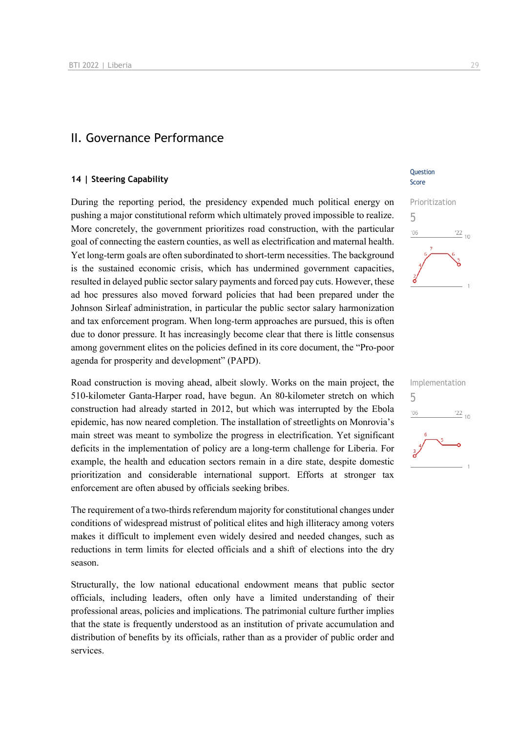## II. Governance Performance

### 14 | Steering Capability

Question Score

Prioritization
5

During the reporting period, the presidency expended much political energy on pushing a major constitutional reform which ultimately proved impossible to realize. More concretely, the government prioritizes road construction, with the particular goal of connecting the eastern counties, as well as electrification and maternal health. Yet long-term goals are often subordinated to short-term necessities. The background is the sustained economic crisis, which has undermined government capacities, resulted in delayed public sector salary payments and forced pay cuts. However, these ad hoc pressures also moved forward policies that had been prepared under the Johnson Sirleaf administration, in particular the public sector salary harmonization and tax enforcement program. When long-term approaches are pursued, this is often due to donor pressure. It has increasingly become clear that there is little consensus among government elites on the policies defined in its core document, the "Pro-poor agenda for prosperity and development" (PAPD).

Implementation
5

Road construction is moving ahead, albeit slowly. Works on the main project, the 510-kilometer Ganta-Harper road, have begun. An 80-kilometer stretch on which construction had already started in 2012, but which was interrupted by the Ebola epidemic, has now neared completion. The installation of streetlights on Monrovia's main street was meant to symbolize the progress in electrification. Yet significant deficits in the implementation of policy are a long-term challenge for Liberia. For example, the health and education sectors remain in a dire state, despite domestic prioritization and considerable international support. Efforts at stronger tax enforcement are often abused by officials seeking bribes.

The requirement of a two-thirds referendum majority for constitutional changes under conditions of widespread mistrust of political elites and high illiteracy among voters makes it difficult to implement even widely desired and needed changes, such as reductions in term limits for elected officials and a shift of elections into the dry season.

Structurally, the low national educational endowment means that public sector officials, including leaders, often only have a limited understanding of their professional areas, policies and implications. The patrimonial culture further implies that the state is frequently understood as an institution of private accumulation and distribution of benefits by its officials, rather than as a provider of public order and services.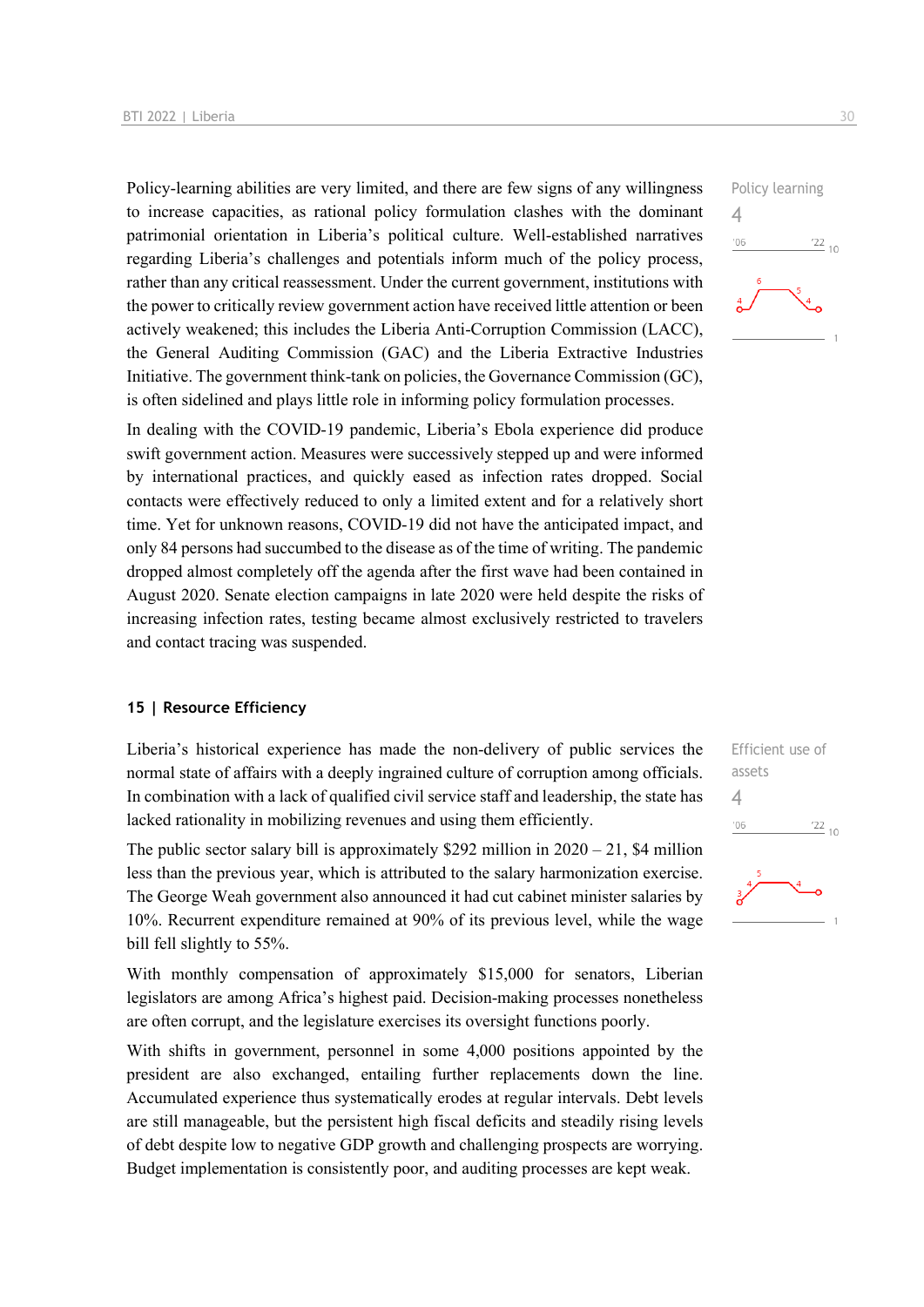Policy-learning abilities are very limited, and there are few signs of any willingness to increase capacities, as rational policy formulation clashes with the dominant patrimonial orientation in Liberia's political culture. Well-established narratives regarding Liberia's challenges and potentials inform much of the policy process, rather than any critical reassessment. Under the current government, institutions with the power to critically review government action have received little attention or been actively weakened; this includes the Liberia Anti-Corruption Commission (LACC), the General Auditing Commission (GAC) and the Liberia Extractive Industries Initiative. The government think-tank on policies, the Governance Commission (GC), is often sidelined and plays little role in informing policy formulation processes.

Policy learning
4

In dealing with the COVID-19 pandemic, Liberia's Ebola experience did produce swift government action. Measures were successively stepped up and were informed by international practices, and quickly eased as infection rates dropped. Social contacts were effectively reduced to only a limited extent and for a relatively short time. Yet for unknown reasons, COVID-19 did not have the anticipated impact, and only 84 persons had succumbed to the disease as of the time of writing. The pandemic dropped almost completely off the agenda after the first wave had been contained in August 2020. Senate election campaigns in late 2020 were held despite the risks of increasing infection rates, testing became almost exclusively restricted to travelers and contact tracing was suspended.

## 15 | Resource Efficiency

Liberia's historical experience has made the non-delivery of public services the normal state of affairs with a deeply ingrained culture of corruption among officials. In combination with a lack of qualified civil service staff and leadership, the state has lacked rationality in mobilizing revenues and using them efficiently.

Efficient use of assets
4

The public sector salary bill is approximately $292 million in 2020 – 21, $4 million less than the previous year, which is attributed to the salary harmonization exercise. The George Weah government also announced it had cut cabinet minister salaries by 10%. Recurrent expenditure remained at 90% of its previous level, while the wage bill fell slightly to 55%.

With monthly compensation of approximately $15,000 for senators, Liberian legislators are among Africa's highest paid. Decision-making processes nonetheless are often corrupt, and the legislature exercises its oversight functions poorly.

With shifts in government, personnel in some 4,000 positions appointed by the president are also exchanged, entailing further replacements down the line. Accumulated experience thus systematically erodes at regular intervals. Debt levels are still manageable, but the persistent high fiscal deficits and steadily rising levels of debt despite low to negative GDP growth and challenging prospects are worrying. Budget implementation is consistently poor, and auditing processes are kept weak.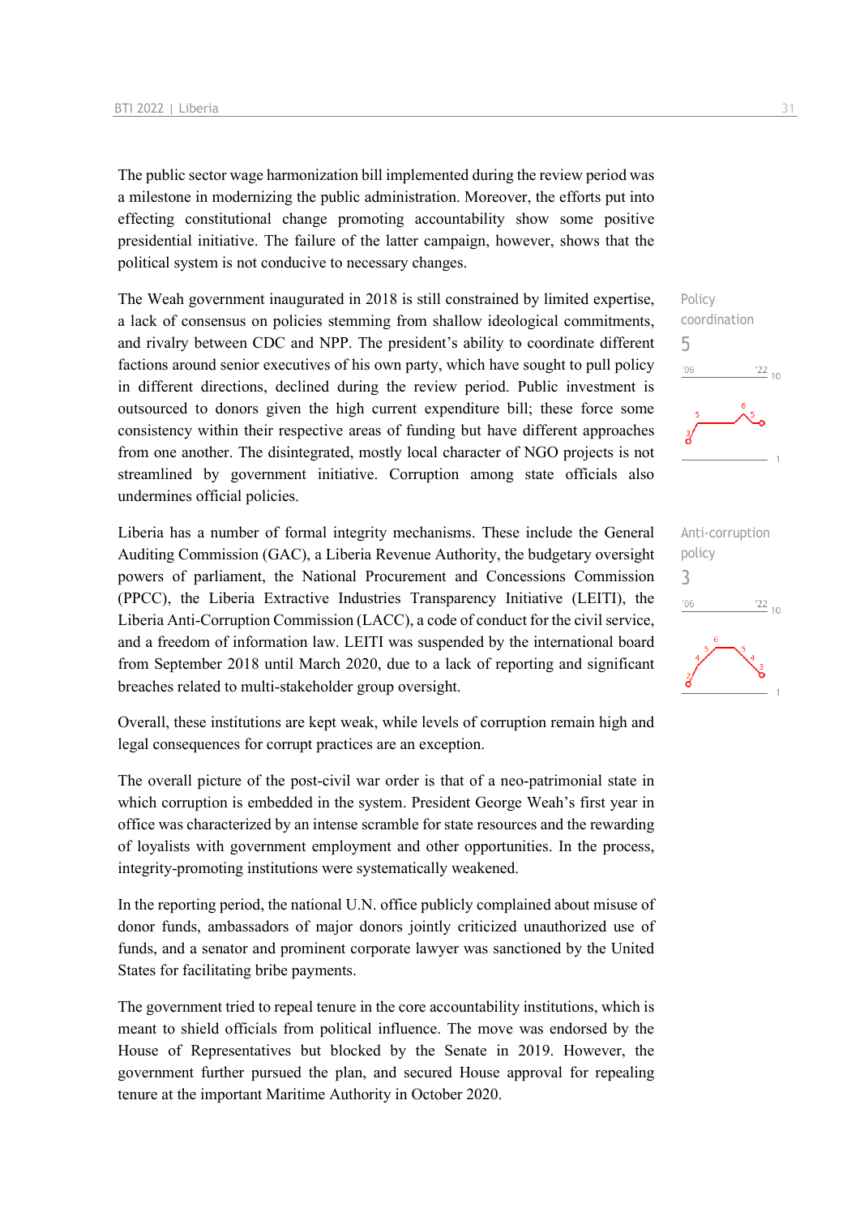The public sector wage harmonization bill implemented during the review period was a milestone in modernizing the public administration. Moreover, the efforts put into effecting constitutional change promoting accountability show some positive presidential initiative. The failure of the latter campaign, however, shows that the political system is not conducive to necessary changes.

Policy coordination

5

The Weah government inaugurated in 2018 is still constrained by limited expertise, a lack of consensus on policies stemming from shallow ideological commitments, and rivalry between CDC and NPP. The president's ability to coordinate different factions around senior executives of his own party, which have sought to pull policy in different directions, declined during the review period. Public investment is outsourced to donors given the high current expenditure bill; these force some consistency within their respective areas of funding but have different approaches from one another. The disintegrated, mostly local character of NGO projects is not streamlined by government initiative. Corruption among state officials also undermines official policies.

Anti-corruption policy

3

Liberia has a number of formal integrity mechanisms. These include the General Auditing Commission (GAC), a Liberia Revenue Authority, the budgetary oversight powers of parliament, the National Procurement and Concessions Commission (PPCC), the Liberia Extractive Industries Transparency Initiative (LEITI), the Liberia Anti-Corruption Commission (LACC), a code of conduct for the civil service, and a freedom of information law. LEITI was suspended by the international board from September 2018 until March 2020, due to a lack of reporting and significant breaches related to multi-stakeholder group oversight.

Overall, these institutions are kept weak, while levels of corruption remain high and legal consequences for corrupt practices are an exception.

The overall picture of the post-civil war order is that of a neo-patrimonial state in which corruption is embedded in the system. President George Weah's first year in office was characterized by an intense scramble for state resources and the rewarding of loyalists with government employment and other opportunities. In the process, integrity-promoting institutions were systematically weakened.

In the reporting period, the national U.N. office publicly complained about misuse of donor funds, ambassadors of major donors jointly criticized unauthorized use of funds, and a senator and prominent corporate lawyer was sanctioned by the United States for facilitating bribe payments.

The government tried to repeal tenure in the core accountability institutions, which is meant to shield officials from political influence. The move was endorsed by the House of Representatives but blocked by the Senate in 2019. However, the government further pursued the plan, and secured House approval for repealing tenure at the important Maritime Authority in October 2020.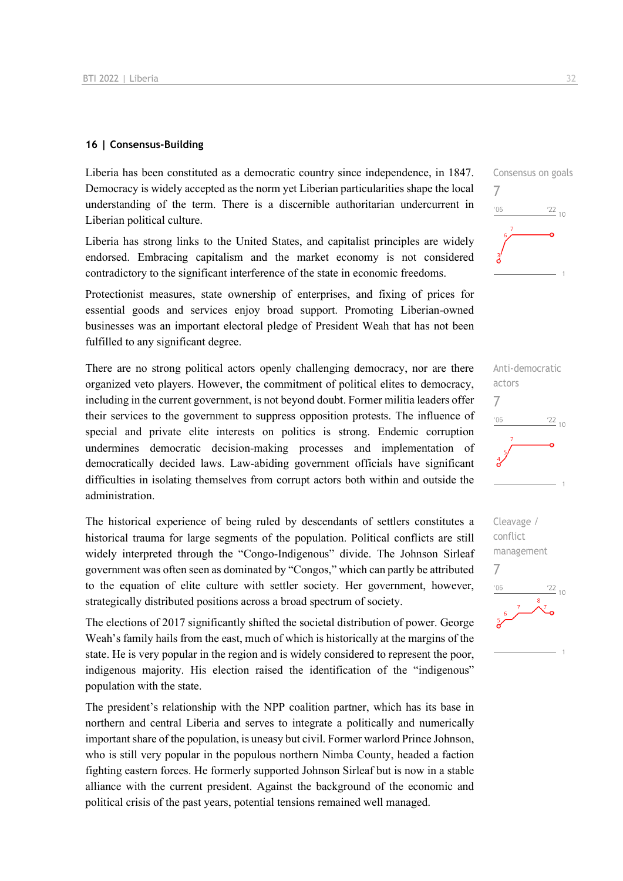## 16 | Consensus-Building

Consensus on goals

7

Liberia has been constituted as a democratic country since independence, in 1847. Democracy is widely accepted as the norm yet Liberian particularities shape the local understanding of the term. There is a discernible authoritarian undercurrent in Liberian political culture.

Liberia has strong links to the United States, and capitalist principles are widely endorsed. Embracing capitalism and the market economy is not considered contradictory to the significant interference of the state in economic freedoms.

Protectionist measures, state ownership of enterprises, and fixing of prices for essential goods and services enjoy broad support. Promoting Liberian-owned businesses was an important electoral pledge of President Weah that has not been fulfilled to any significant degree.

Anti-democratic actors

7

There are no strong political actors openly challenging democracy, nor are there organized veto players. However, the commitment of political elites to democracy, including in the current government, is not beyond doubt. Former militia leaders offer their services to the government to suppress opposition protests. The influence of special and private elite interests on politics is strong. Endemic corruption undermines democratic decision-making processes and implementation of democratically decided laws. Law-abiding government officials have significant difficulties in isolating themselves from corrupt actors both within and outside the administration.

Cleavage / conflict management

7

The historical experience of being ruled by descendants of settlers constitutes a historical trauma for large segments of the population. Political conflicts are still widely interpreted through the "Congo-Indigenous" divide. The Johnson Sirleaf government was often seen as dominated by "Congos," which can partly be attributed to the equation of elite culture with settler society. Her government, however, strategically distributed positions across a broad spectrum of society.

The elections of 2017 significantly shifted the societal distribution of power. George Weah's family hails from the east, much of which is historically at the margins of the state. He is very popular in the region and is widely considered to represent the poor, indigenous majority. His election raised the identification of the "indigenous" population with the state.

The president's relationship with the NPP coalition partner, which has its base in northern and central Liberia and serves to integrate a politically and numerically important share of the population, is uneasy but civil. Former warlord Prince Johnson, who is still very popular in the populous northern Nimba County, headed a faction fighting eastern forces. He formerly supported Johnson Sirleaf but is now in a stable alliance with the current president. Against the background of the economic and political crisis of the past years, potential tensions remained well managed.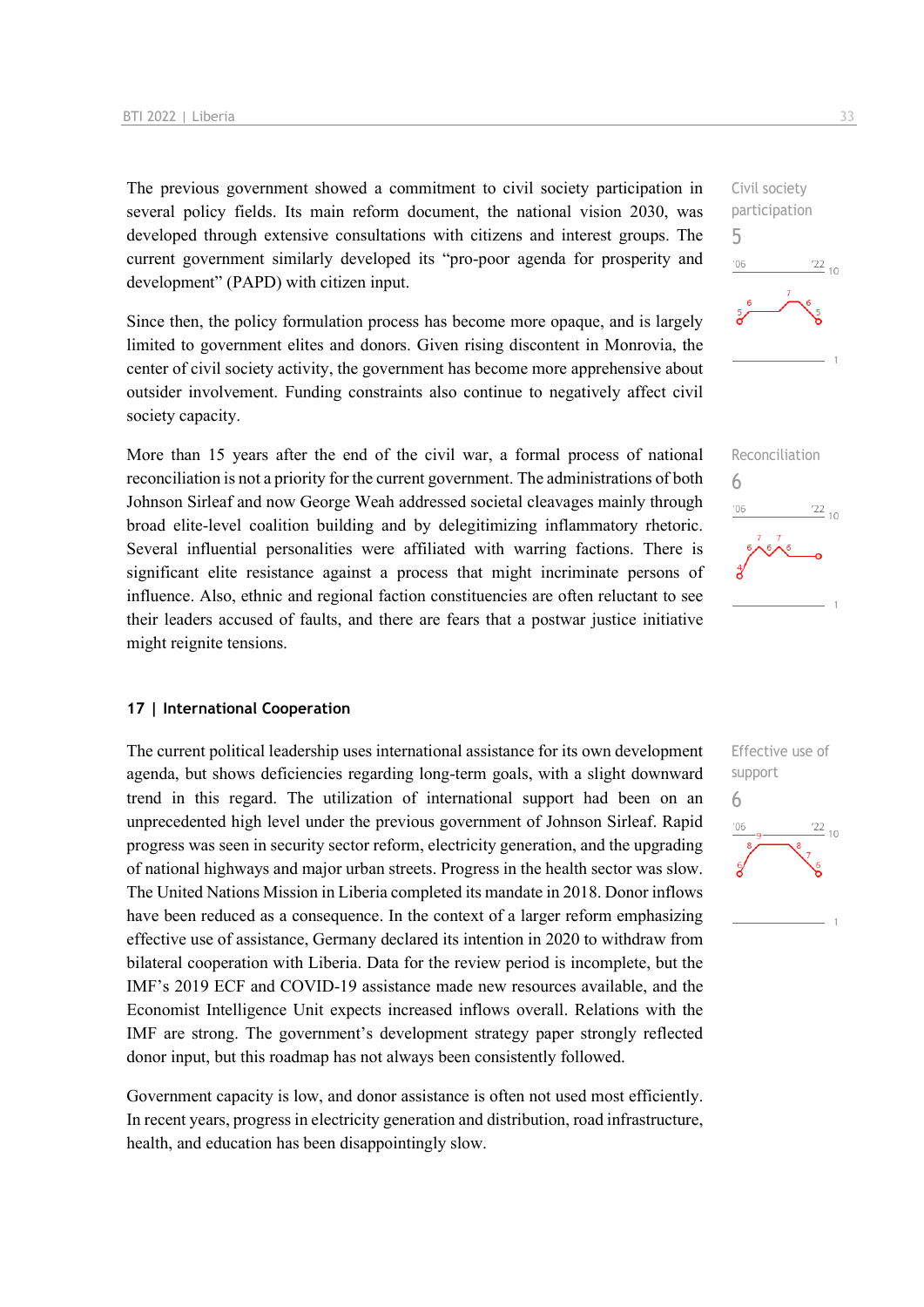Civil society participation
5

The previous government showed a commitment to civil society participation in several policy fields. Its main reform document, the national vision 2030, was developed through extensive consultations with citizens and interest groups. The current government similarly developed its "pro-poor agenda for prosperity and development" (PAPD) with citizen input.

Since then, the policy formulation process has become more opaque, and is largely limited to government elites and donors. Given rising discontent in Monrovia, the center of civil society activity, the government has become more apprehensive about outsider involvement. Funding constraints also continue to negatively affect civil society capacity.

Reconciliation
6

More than 15 years after the end of the civil war, a formal process of national reconciliation is not a priority for the current government. The administrations of both Johnson Sirleaf and now George Weah addressed societal cleavages mainly through broad elite-level coalition building and by delegitimizing inflammatory rhetoric. Several influential personalities were affiliated with warring factions. There is significant elite resistance against a process that might incriminate persons of influence. Also, ethnic and regional faction constituencies are often reluctant to see their leaders accused of faults, and there are fears that a postwar justice initiative might reignite tensions.

## 17 | International Cooperation

Effective use of support
6

The current political leadership uses international assistance for its own development agenda, but shows deficiencies regarding long-term goals, with a slight downward trend in this regard. The utilization of international support had been on an unprecedented high level under the previous government of Johnson Sirleaf. Rapid progress was seen in security sector reform, electricity generation, and the upgrading of national highways and major urban streets. Progress in the health sector was slow. The United Nations Mission in Liberia completed its mandate in 2018. Donor inflows have been reduced as a consequence. In the context of a larger reform emphasizing effective use of assistance, Germany declared its intention in 2020 to withdraw from bilateral cooperation with Liberia. Data for the review period is incomplete, but the IMF's 2019 ECF and COVID-19 assistance made new resources available, and the Economist Intelligence Unit expects increased inflows overall. Relations with the IMF are strong. The government's development strategy paper strongly reflected donor input, but this roadmap has not always been consistently followed.

Government capacity is low, and donor assistance is often not used most efficiently. In recent years, progress in electricity generation and distribution, road infrastructure, health, and education has been disappointingly slow.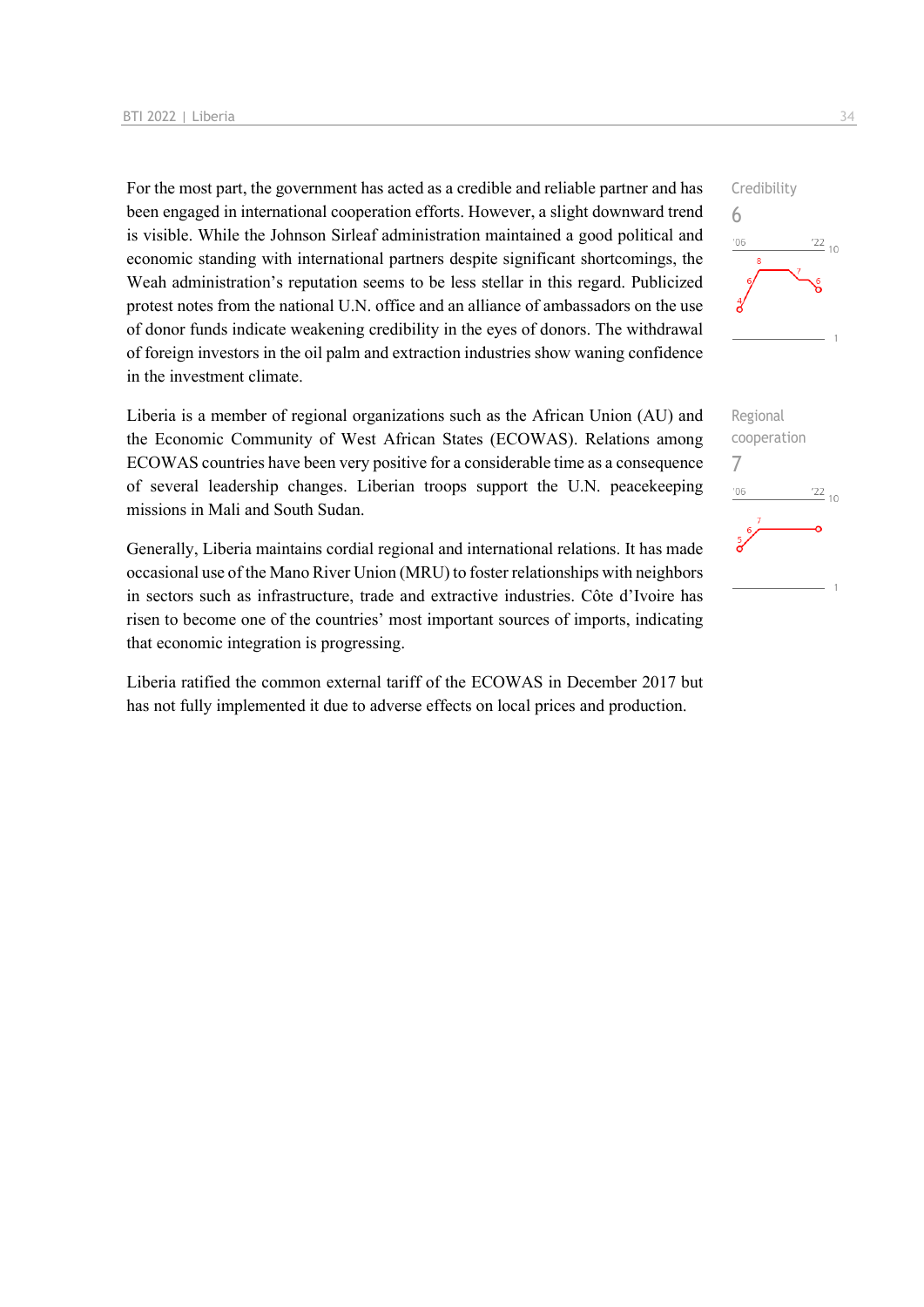For the most part, the government has acted as a credible and reliable partner and has been engaged in international cooperation efforts. However, a slight downward trend is visible. While the Johnson Sirleaf administration maintained a good political and economic standing with international partners despite significant shortcomings, the Weah administration's reputation seems to be less stellar in this regard. Publicized protest notes from the national U.N. office and an alliance of ambassadors on the use of donor funds indicate weakening credibility in the eyes of donors. The withdrawal of foreign investors in the oil palm and extraction industries show waning confidence in the investment climate.

Credibility
6

Liberia is a member of regional organizations such as the African Union (AU) and the Economic Community of West African States (ECOWAS). Relations among ECOWAS countries have been very positive for a considerable time as a consequence of several leadership changes. Liberian troops support the U.N. peacekeeping missions in Mali and South Sudan.

Regional cooperation
7

Generally, Liberia maintains cordial regional and international relations. It has made occasional use of the Mano River Union (MRU) to foster relationships with neighbors in sectors such as infrastructure, trade and extractive industries. Côte d'Ivoire has risen to become one of the countries' most important sources of imports, indicating that economic integration is progressing.

Liberia ratified the common external tariff of the ECOWAS in December 2017 but has not fully implemented it due to adverse effects on local prices and production.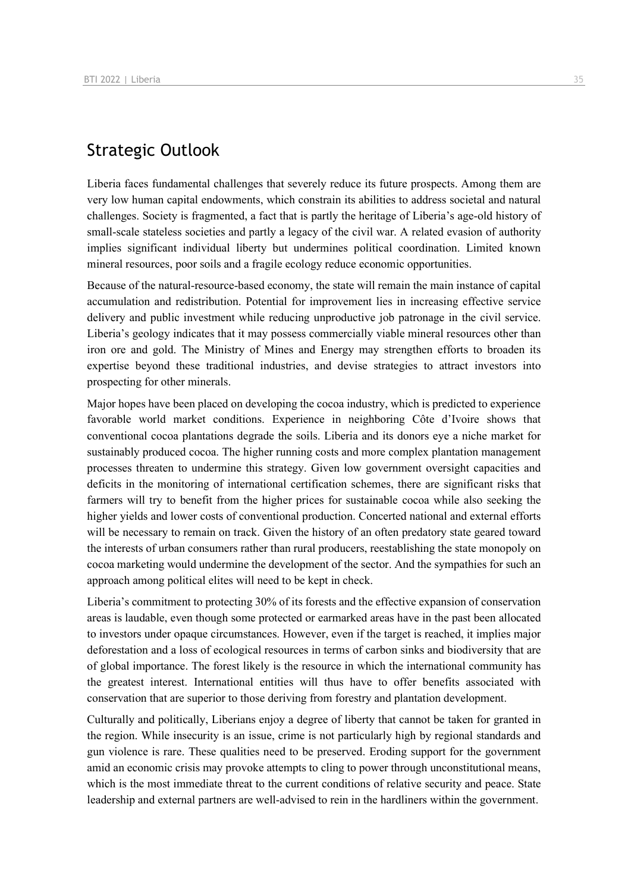## Strategic Outlook

Liberia faces fundamental challenges that severely reduce its future prospects. Among them are very low human capital endowments, which constrain its abilities to address societal and natural challenges. Society is fragmented, a fact that is partly the heritage of Liberia's age-old history of small-scale stateless societies and partly a legacy of the civil war. A related evasion of authority implies significant individual liberty but undermines political coordination. Limited known mineral resources, poor soils and a fragile ecology reduce economic opportunities.

Because of the natural-resource-based economy, the state will remain the main instance of capital accumulation and redistribution. Potential for improvement lies in increasing effective service delivery and public investment while reducing unproductive job patronage in the civil service. Liberia's geology indicates that it may possess commercially viable mineral resources other than iron ore and gold. The Ministry of Mines and Energy may strengthen efforts to broaden its expertise beyond these traditional industries, and devise strategies to attract investors into prospecting for other minerals.

Major hopes have been placed on developing the cocoa industry, which is predicted to experience favorable world market conditions. Experience in neighboring Côte d'Ivoire shows that conventional cocoa plantations degrade the soils. Liberia and its donors eye a niche market for sustainably produced cocoa. The higher running costs and more complex plantation management processes threaten to undermine this strategy. Given low government oversight capacities and deficits in the monitoring of international certification schemes, there are significant risks that farmers will try to benefit from the higher prices for sustainable cocoa while also seeking the higher yields and lower costs of conventional production. Concerted national and external efforts will be necessary to remain on track. Given the history of an often predatory state geared toward the interests of urban consumers rather than rural producers, reestablishing the state monopoly on cocoa marketing would undermine the development of the sector. And the sympathies for such an approach among political elites will need to be kept in check.

Liberia's commitment to protecting 30% of its forests and the effective expansion of conservation areas is laudable, even though some protected or earmarked areas have in the past been allocated to investors under opaque circumstances. However, even if the target is reached, it implies major deforestation and a loss of ecological resources in terms of carbon sinks and biodiversity that are of global importance. The forest likely is the resource in which the international community has the greatest interest. International entities will thus have to offer benefits associated with conservation that are superior to those deriving from forestry and plantation development.

Culturally and politically, Liberians enjoy a degree of liberty that cannot be taken for granted in the region. While insecurity is an issue, crime is not particularly high by regional standards and gun violence is rare. These qualities need to be preserved. Eroding support for the government amid an economic crisis may provoke attempts to cling to power through unconstitutional means, which is the most immediate threat to the current conditions of relative security and peace. State leadership and external partners are well-advised to rein in the hardliners within the government.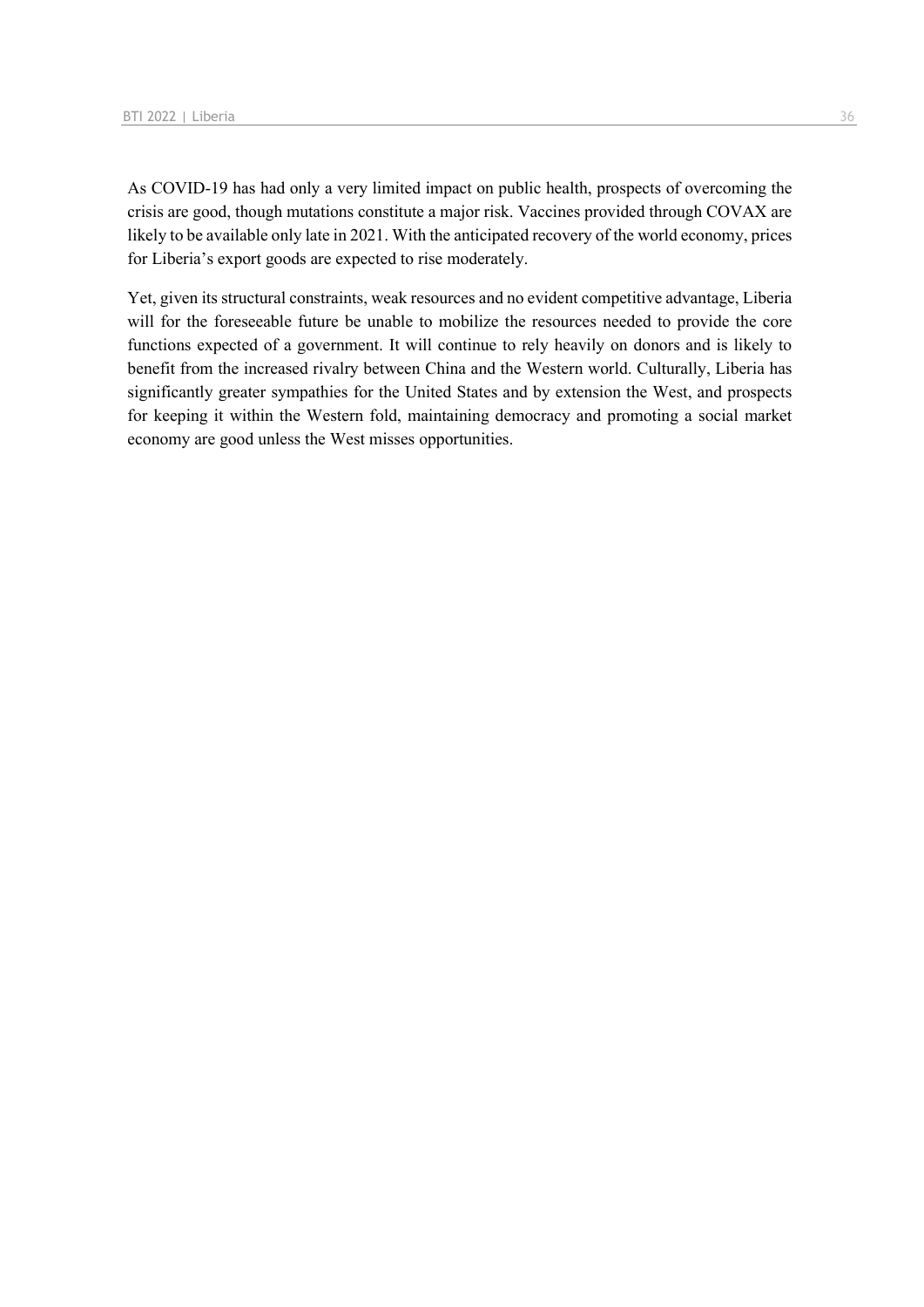As COVID-19 has had only a very limited impact on public health, prospects of overcoming the crisis are good, though mutations constitute a major risk. Vaccines provided through COVAX are likely to be available only late in 2021. With the anticipated recovery of the world economy, prices for Liberia's export goods are expected to rise moderately.

Yet, given its structural constraints, weak resources and no evident competitive advantage, Liberia will for the foreseeable future be unable to mobilize the resources needed to provide the core functions expected of a government. It will continue to rely heavily on donors and is likely to benefit from the increased rivalry between China and the Western world. Culturally, Liberia has significantly greater sympathies for the United States and by extension the West, and prospects for keeping it within the Western fold, maintaining democracy and promoting a social market economy are good unless the West misses opportunities.